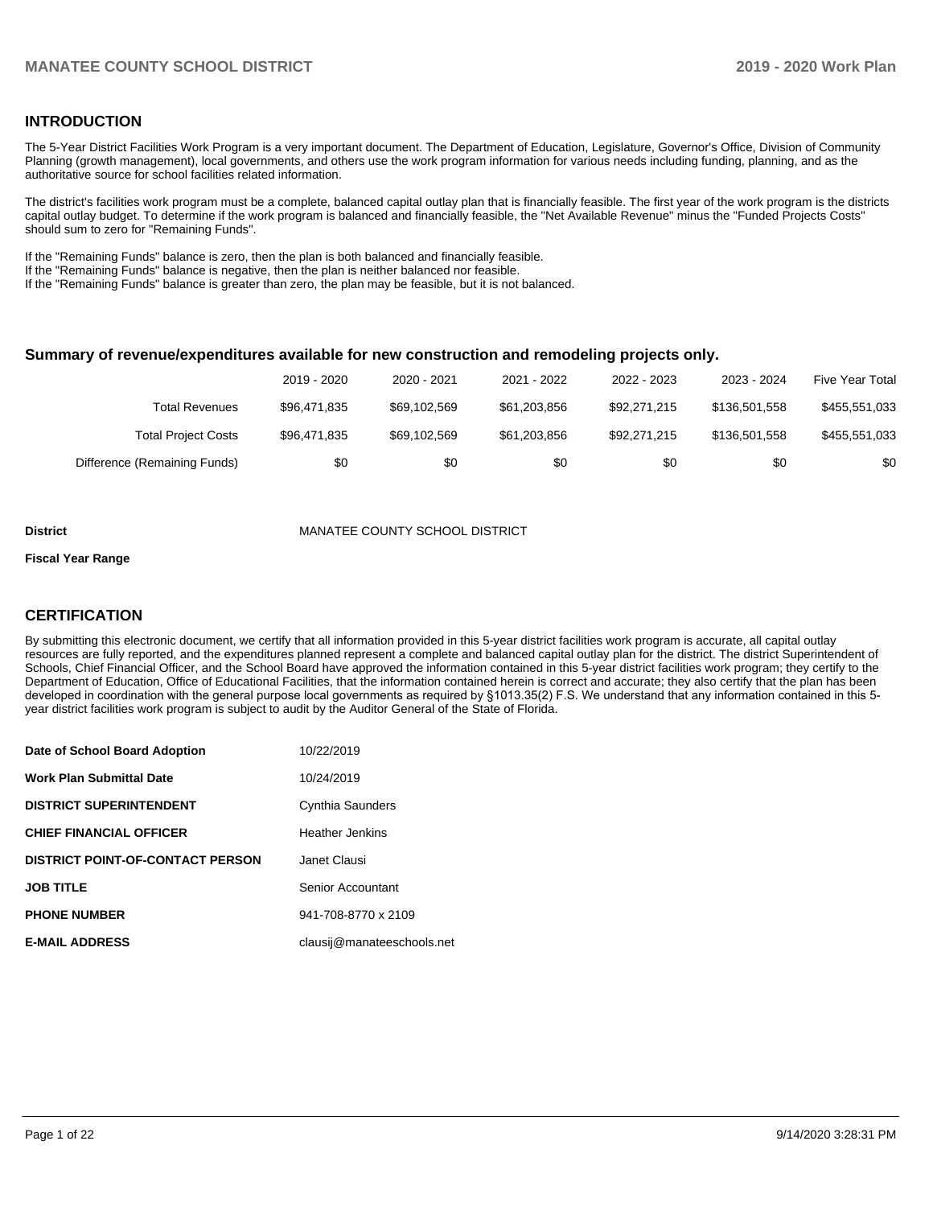## INTRODUCTION

The 5-Year District Facilities Work Program is a very important document. The Department of Education, Legislature, Governor's Office, Division of Community Planning (growth management), local governments, and others use the work program information for various needs including funding, planning, and as the authoritative source for school facilities related information.

The district's facilities work program must be a complete, balanced capital outlay plan that is financially feasible. The first year of the work program is the districts capital outlay budget. To determine if the work program is balanced and financially feasible, the "Net Available Revenue" minus the "Funded Projects Costs" should sum to zero for "Remaining Funds".

If the "Remaining Funds" balance is zero, then the plan is both balanced and financially feasible.
If the "Remaining Funds" balance is negative, then the plan is neither balanced nor feasible.
If the "Remaining Funds" balance is greater than zero, the plan may be feasible, but it is not balanced.

### Summary of revenue/expenditures available for new construction and remodeling projects only.

| | 2019 - 2020 | 2020 - 2021 | 2021 - 2022 | 2022 - 2023 | 2023 - 2024 | Five Year Total |
|---|---|---|---|---|---|---|
| Total Revenues | $96,471,835 | $69,102,569 | $61,203,856 | $92,271,215 | $136,501,558 | $455,551,033 |
| Total Project Costs | $96,471,835 | $69,102,569 | $61,203,856 | $92,271,215 | $136,501,558 | $455,551,033 |
| Difference (Remaining Funds) | $0 | $0 | $0 | $0 | $0 | $0 |

**District** MANATEE COUNTY SCHOOL DISTRICT

**Fiscal Year Range**

## CERTIFICATION

By submitting this electronic document, we certify that all information provided in this 5-year district facilities work program is accurate, all capital outlay resources are fully reported, and the expenditures planned represent a complete and balanced capital outlay plan for the district. The district Superintendent of Schools, Chief Financial Officer, and the School Board have approved the information contained in this 5-year district facilities work program; they certify to the Department of Education, Office of Educational Facilities, that the information contained herein is correct and accurate; they also certify that the plan has been developed in coordination with the general purpose local governments as required by §1013.35(2) F.S. We understand that any information contained in this 5-year district facilities work program is subject to audit by the Auditor General of the State of Florida.

| | |
|---|---|
| **Date of School Board Adoption** | 10/22/2019 |
| **Work Plan Submittal Date** | 10/24/2019 |
| **DISTRICT SUPERINTENDENT** | Cynthia Saunders |
| **CHIEF FINANCIAL OFFICER** | Heather Jenkins |
| **DISTRICT POINT-OF-CONTACT PERSON** | Janet Clausi |
| **JOB TITLE** | Senior Accountant |
| **PHONE NUMBER** | 941-708-8770 x 2109 |
| **E-MAIL ADDRESS** | clausij@manateeschools.net |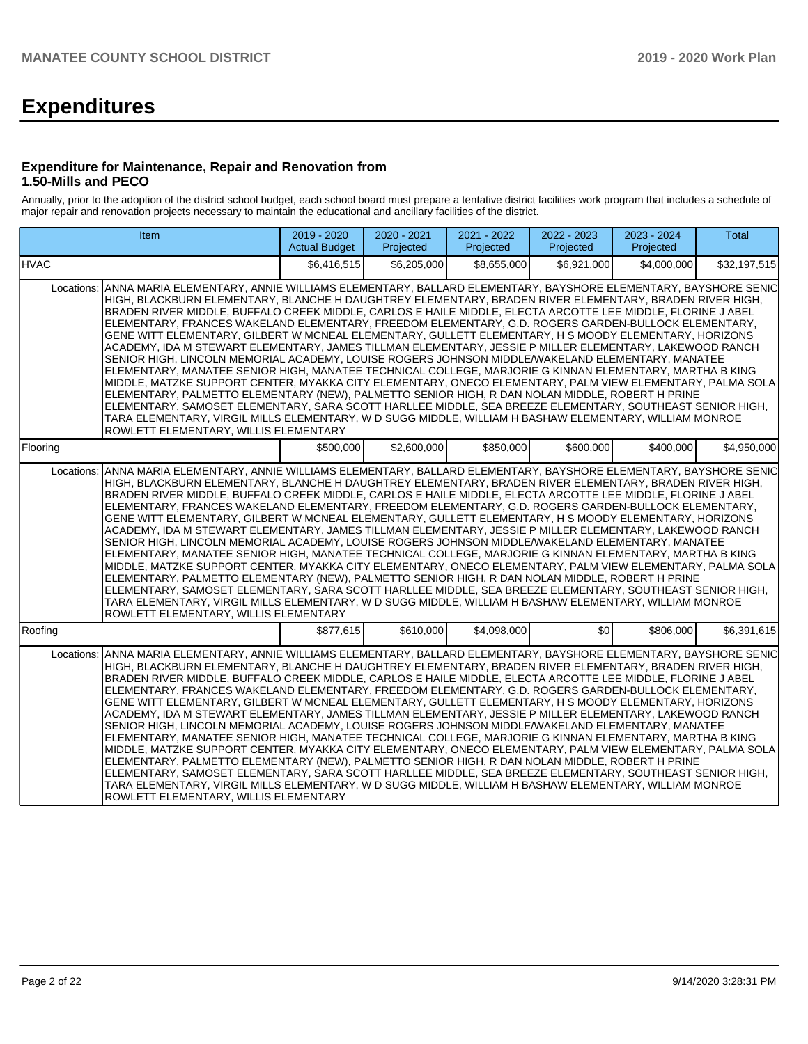# Expenditures

### Expenditure for Maintenance, Repair and Renovation from 1.50-Mills and PECO

Annually, prior to the adoption of the district school budget, each school board must prepare a tentative district facilities work program that includes a schedule of major repair and renovation projects necessary to maintain the educational and ancillary facilities of the district.

| Item | | 2019 - 2020 Actual Budget | 2020 - 2021 Projected | 2021 - 2022 Projected | 2022 - 2023 Projected | 2023 - 2024 Projected | Total |
|---|---|---|---|---|---|---|---|
| HVAC | | $6,416,515 | $6,205,000 | $8,655,000 | $6,921,000 | $4,000,000 | $32,197,515 |
| Locations: | ANNA MARIA ELEMENTARY, ANNIE WILLIAMS ELEMENTARY, BALLARD ELEMENTARY, BAYSHORE ELEMENTARY, BAYSHORE SENIOR HIGH, BLACKBURN ELEMENTARY, BLANCHE H DAUGHTREY ELEMENTARY, BRADEN RIVER ELEMENTARY, BRADEN RIVER HIGH, BRADEN RIVER MIDDLE, BUFFALO CREEK MIDDLE, CARLOS E HAILE MIDDLE, ELECTA ARCOTTE LEE MIDDLE, FLORINE J ABEL ELEMENTARY, FRANCES WAKELAND ELEMENTARY, FREEDOM ELEMENTARY, G.D. ROGERS GARDEN-BULLOCK ELEMENTARY, GENE WITT ELEMENTARY, GILBERT W MCNEAL ELEMENTARY, GULLETT ELEMENTARY, H S MOODY ELEMENTARY, HORIZONS ACADEMY, IDA M STEWART ELEMENTARY, JAMES TILLMAN ELEMENTARY, JESSIE P MILLER ELEMENTARY, LAKEWOOD RANCH SENIOR HIGH, LINCOLN MEMORIAL ACADEMY, LOUISE ROGERS JOHNSON MIDDLE/WAKELAND ELEMENTARY, MANATEE ELEMENTARY, MANATEE SENIOR HIGH, MANATEE TECHNICAL COLLEGE, MARJORIE G KINNAN ELEMENTARY, MARTHA B KING MIDDLE, MATZKE SUPPORT CENTER, MYAKKA CITY ELEMENTARY, ONECO ELEMENTARY, PALM VIEW ELEMENTARY, PALMA SOLA ELEMENTARY, PALMETTO ELEMENTARY (NEW), PALMETTO SENIOR HIGH, R DAN NOLAN MIDDLE, ROBERT H PRINE ELEMENTARY, SAMOSET ELEMENTARY, SARA SCOTT HARLLEE MIDDLE, SEA BREEZE ELEMENTARY, SOUTHEAST SENIOR HIGH, TARA ELEMENTARY, VIRGIL MILLS ELEMENTARY, W D SUGG MIDDLE, WILLIAM H BASHAW ELEMENTARY, WILLIAM MONROE ROWLETT ELEMENTARY, WILLIS ELEMENTARY | | | | | | |
| Flooring | | $500,000 | $2,600,000 | $850,000 | $600,000 | $400,000 | $4,950,000 |
| Locations: | ANNA MARIA ELEMENTARY, ANNIE WILLIAMS ELEMENTARY, BALLARD ELEMENTARY, BAYSHORE ELEMENTARY, BAYSHORE SENIOR HIGH, BLACKBURN ELEMENTARY, BLANCHE H DAUGHTREY ELEMENTARY, BRADEN RIVER ELEMENTARY, BRADEN RIVER HIGH, BRADEN RIVER MIDDLE, BUFFALO CREEK MIDDLE, CARLOS E HAILE MIDDLE, ELECTA ARCOTTE LEE MIDDLE, FLORINE J ABEL ELEMENTARY, FRANCES WAKELAND ELEMENTARY, FREEDOM ELEMENTARY, G.D. ROGERS GARDEN-BULLOCK ELEMENTARY, GENE WITT ELEMENTARY, GILBERT W MCNEAL ELEMENTARY, GULLETT ELEMENTARY, H S MOODY ELEMENTARY, HORIZONS ACADEMY, IDA M STEWART ELEMENTARY, JAMES TILLMAN ELEMENTARY, JESSIE P MILLER ELEMENTARY, LAKEWOOD RANCH SENIOR HIGH, LINCOLN MEMORIAL ACADEMY, LOUISE ROGERS JOHNSON MIDDLE/WAKELAND ELEMENTARY, MANATEE ELEMENTARY, MANATEE SENIOR HIGH, MANATEE TECHNICAL COLLEGE, MARJORIE G KINNAN ELEMENTARY, MARTHA B KING MIDDLE, MATZKE SUPPORT CENTER, MYAKKA CITY ELEMENTARY, ONECO ELEMENTARY, PALM VIEW ELEMENTARY, PALMA SOLA ELEMENTARY, PALMETTO ELEMENTARY (NEW), PALMETTO SENIOR HIGH, R DAN NOLAN MIDDLE, ROBERT H PRINE ELEMENTARY, SAMOSET ELEMENTARY, SARA SCOTT HARLLEE MIDDLE, SEA BREEZE ELEMENTARY, SOUTHEAST SENIOR HIGH, TARA ELEMENTARY, VIRGIL MILLS ELEMENTARY, W D SUGG MIDDLE, WILLIAM H BASHAW ELEMENTARY, WILLIAM MONROE ROWLETT ELEMENTARY, WILLIS ELEMENTARY | | | | | | |
| Roofing | | $877,615 | $610,000 | $4,098,000 | $0 | $806,000 | $6,391,615 |
| Locations: | ANNA MARIA ELEMENTARY, ANNIE WILLIAMS ELEMENTARY, BALLARD ELEMENTARY, BAYSHORE ELEMENTARY, BAYSHORE SENIOR HIGH, BLACKBURN ELEMENTARY, BLANCHE H DAUGHTREY ELEMENTARY, BRADEN RIVER ELEMENTARY, BRADEN RIVER HIGH, BRADEN RIVER MIDDLE, BUFFALO CREEK MIDDLE, CARLOS E HAILE MIDDLE, ELECTA ARCOTTE LEE MIDDLE, FLORINE J ABEL ELEMENTARY, FRANCES WAKELAND ELEMENTARY, FREEDOM ELEMENTARY, G.D. ROGERS GARDEN-BULLOCK ELEMENTARY, GENE WITT ELEMENTARY, GILBERT W MCNEAL ELEMENTARY, GULLETT ELEMENTARY, H S MOODY ELEMENTARY, HORIZONS ACADEMY, IDA M STEWART ELEMENTARY, JAMES TILLMAN ELEMENTARY, JESSIE P MILLER ELEMENTARY, LAKEWOOD RANCH SENIOR HIGH, LINCOLN MEMORIAL ACADEMY, LOUISE ROGERS JOHNSON MIDDLE/WAKELAND ELEMENTARY, MANATEE ELEMENTARY, MANATEE SENIOR HIGH, MANATEE TECHNICAL COLLEGE, MARJORIE G KINNAN ELEMENTARY, MARTHA B KING MIDDLE, MATZKE SUPPORT CENTER, MYAKKA CITY ELEMENTARY, ONECO ELEMENTARY, PALM VIEW ELEMENTARY, PALMA SOLA ELEMENTARY, PALMETTO ELEMENTARY (NEW), PALMETTO SENIOR HIGH, R DAN NOLAN MIDDLE, ROBERT H PRINE ELEMENTARY, SAMOSET ELEMENTARY, SARA SCOTT HARLLEE MIDDLE, SEA BREEZE ELEMENTARY, SOUTHEAST SENIOR HIGH, TARA ELEMENTARY, VIRGIL MILLS ELEMENTARY, W D SUGG MIDDLE, WILLIAM H BASHAW ELEMENTARY, WILLIAM MONROE ROWLETT ELEMENTARY, WILLIS ELEMENTARY | | | | | | |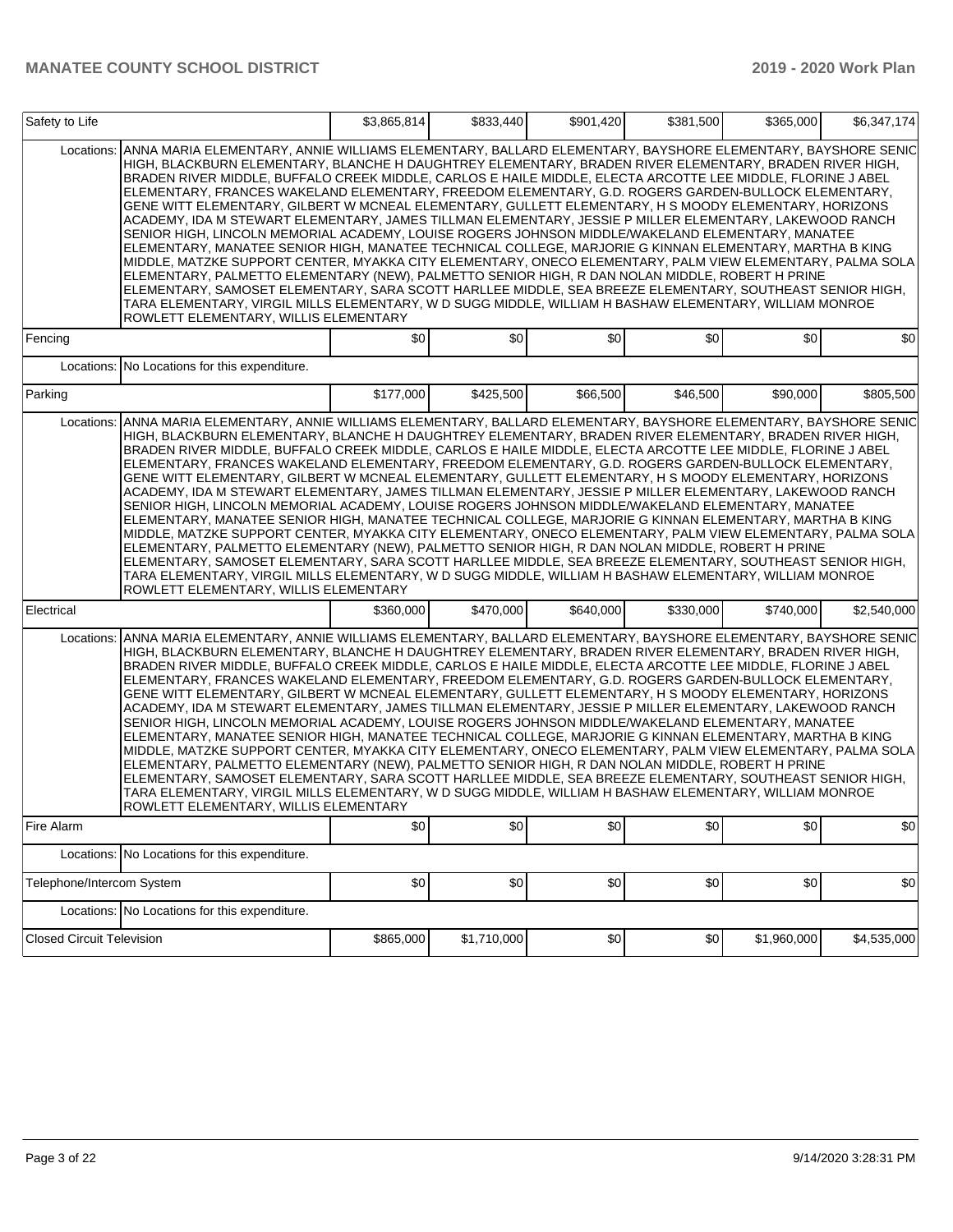| | | | | | | |
|---|---|---|---|---|---|---|
| Safety to Life | | $3,865,814 | $833,440 | $901,420 | $381,500 | $365,000 | $6,347,174 |
| Locations: | ANNA MARIA ELEMENTARY, ANNIE WILLIAMS ELEMENTARY, BALLARD ELEMENTARY, BAYSHORE ELEMENTARY, BAYSHORE SENIOR HIGH, BLACKBURN ELEMENTARY, BLANCHE H DAUGHTREY ELEMENTARY, BRADEN RIVER ELEMENTARY, BRADEN RIVER HIGH, BRADEN RIVER MIDDLE, BUFFALO CREEK MIDDLE, CARLOS E HAILE MIDDLE, ELECTA ARCOTTE LEE MIDDLE, FLORINE J ABEL ELEMENTARY, FRANCES WAKELAND ELEMENTARY, FREEDOM ELEMENTARY, G.D. ROGERS GARDEN-BULLOCK ELEMENTARY, GENE WITT ELEMENTARY, GILBERT W MCNEAL ELEMENTARY, GULLETT ELEMENTARY, H S MOODY ELEMENTARY, HORIZONS ACADEMY, IDA M STEWART ELEMENTARY, JAMES TILLMAN ELEMENTARY, JESSIE P MILLER ELEMENTARY, LAKEWOOD RANCH SENIOR HIGH, LINCOLN MEMORIAL ACADEMY, LOUISE ROGERS JOHNSON MIDDLE/WAKELAND ELEMENTARY, MANATEE ELEMENTARY, MANATEE SENIOR HIGH, MANATEE TECHNICAL COLLEGE, MARJORIE G KINNAN ELEMENTARY, MARTHA B KING MIDDLE, MATZKE SUPPORT CENTER, MYAKKA CITY ELEMENTARY, ONECO ELEMENTARY, PALM VIEW ELEMENTARY, PALMA SOLA ELEMENTARY, PALMETTO ELEMENTARY (NEW), PALMETTO SENIOR HIGH, R DAN NOLAN MIDDLE, ROBERT H PRINE ELEMENTARY, SAMOSET ELEMENTARY, SARA SCOTT HARLLEE MIDDLE, SEA BREEZE ELEMENTARY, SOUTHEAST SENIOR HIGH, TARA ELEMENTARY, VIRGIL MILLS ELEMENTARY, W D SUGG MIDDLE, WILLIAM H BASHAW ELEMENTARY, WILLIAM MONROE ROWLETT ELEMENTARY, WILLIS ELEMENTARY | | | | | | |
| Fencing | | $0 | $0 | $0 | $0 | $0 | $0 |
| Locations: | No Locations for this expenditure. | | | | | | |
| Parking | | $177,000 | $425,500 | $66,500 | $46,500 | $90,000 | $805,500 |
| Locations: | ANNA MARIA ELEMENTARY, ANNIE WILLIAMS ELEMENTARY, BALLARD ELEMENTARY, BAYSHORE ELEMENTARY, BAYSHORE SENIOR HIGH, BLACKBURN ELEMENTARY, BLANCHE H DAUGHTREY ELEMENTARY, BRADEN RIVER ELEMENTARY, BRADEN RIVER HIGH, BRADEN RIVER MIDDLE, BUFFALO CREEK MIDDLE, CARLOS E HAILE MIDDLE, ELECTA ARCOTTE LEE MIDDLE, FLORINE J ABEL ELEMENTARY, FRANCES WAKELAND ELEMENTARY, FREEDOM ELEMENTARY, G.D. ROGERS GARDEN-BULLOCK ELEMENTARY, GENE WITT ELEMENTARY, GILBERT W MCNEAL ELEMENTARY, GULLETT ELEMENTARY, H S MOODY ELEMENTARY, HORIZONS ACADEMY, IDA M STEWART ELEMENTARY, JAMES TILLMAN ELEMENTARY, JESSIE P MILLER ELEMENTARY, LAKEWOOD RANCH SENIOR HIGH, LINCOLN MEMORIAL ACADEMY, LOUISE ROGERS JOHNSON MIDDLE/WAKELAND ELEMENTARY, MANATEE ELEMENTARY, MANATEE SENIOR HIGH, MANATEE TECHNICAL COLLEGE, MARJORIE G KINNAN ELEMENTARY, MARTHA B KING MIDDLE, MATZKE SUPPORT CENTER, MYAKKA CITY ELEMENTARY, ONECO ELEMENTARY, PALM VIEW ELEMENTARY, PALMA SOLA ELEMENTARY, PALMETTO ELEMENTARY (NEW), PALMETTO SENIOR HIGH, R DAN NOLAN MIDDLE, ROBERT H PRINE ELEMENTARY, SAMOSET ELEMENTARY, SARA SCOTT HARLLEE MIDDLE, SEA BREEZE ELEMENTARY, SOUTHEAST SENIOR HIGH, TARA ELEMENTARY, VIRGIL MILLS ELEMENTARY, W D SUGG MIDDLE, WILLIAM H BASHAW ELEMENTARY, WILLIAM MONROE ROWLETT ELEMENTARY, WILLIS ELEMENTARY | | | | | | |
| Electrical | | $360,000 | $470,000 | $640,000 | $330,000 | $740,000 | $2,540,000 |
| Locations: | ANNA MARIA ELEMENTARY, ANNIE WILLIAMS ELEMENTARY, BALLARD ELEMENTARY, BAYSHORE ELEMENTARY, BAYSHORE SENIOR HIGH, BLACKBURN ELEMENTARY, BLANCHE H DAUGHTREY ELEMENTARY, BRADEN RIVER ELEMENTARY, BRADEN RIVER HIGH, BRADEN RIVER MIDDLE, BUFFALO CREEK MIDDLE, CARLOS E HAILE MIDDLE, ELECTA ARCOTTE LEE MIDDLE, FLORINE J ABEL ELEMENTARY, FRANCES WAKELAND ELEMENTARY, FREEDOM ELEMENTARY, G.D. ROGERS GARDEN-BULLOCK ELEMENTARY, GENE WITT ELEMENTARY, GILBERT W MCNEAL ELEMENTARY, GULLETT ELEMENTARY, H S MOODY ELEMENTARY, HORIZONS ACADEMY, IDA M STEWART ELEMENTARY, JAMES TILLMAN ELEMENTARY, JESSIE P MILLER ELEMENTARY, LAKEWOOD RANCH SENIOR HIGH, LINCOLN MEMORIAL ACADEMY, LOUISE ROGERS JOHNSON MIDDLE/WAKELAND ELEMENTARY, MANATEE ELEMENTARY, MANATEE SENIOR HIGH, MANATEE TECHNICAL COLLEGE, MARJORIE G KINNAN ELEMENTARY, MARTHA B KING MIDDLE, MATZKE SUPPORT CENTER, MYAKKA CITY ELEMENTARY, ONECO ELEMENTARY, PALM VIEW ELEMENTARY, PALMA SOLA ELEMENTARY, PALMETTO ELEMENTARY (NEW), PALMETTO SENIOR HIGH, R DAN NOLAN MIDDLE, ROBERT H PRINE ELEMENTARY, SAMOSET ELEMENTARY, SARA SCOTT HARLLEE MIDDLE, SEA BREEZE ELEMENTARY, SOUTHEAST SENIOR HIGH, TARA ELEMENTARY, VIRGIL MILLS ELEMENTARY, W D SUGG MIDDLE, WILLIAM H BASHAW ELEMENTARY, WILLIAM MONROE ROWLETT ELEMENTARY, WILLIS ELEMENTARY | | | | | | |
| Fire Alarm | | $0 | $0 | $0 | $0 | $0 | $0 |
| Locations: | No Locations for this expenditure. | | | | | | |
| Telephone/Intercom System | | $0 | $0 | $0 | $0 | $0 | $0 |
| Locations: | No Locations for this expenditure. | | | | | | |
| Closed Circuit Television | | $865,000 | $1,710,000 | $0 | $0 | $1,960,000 | $4,535,000 |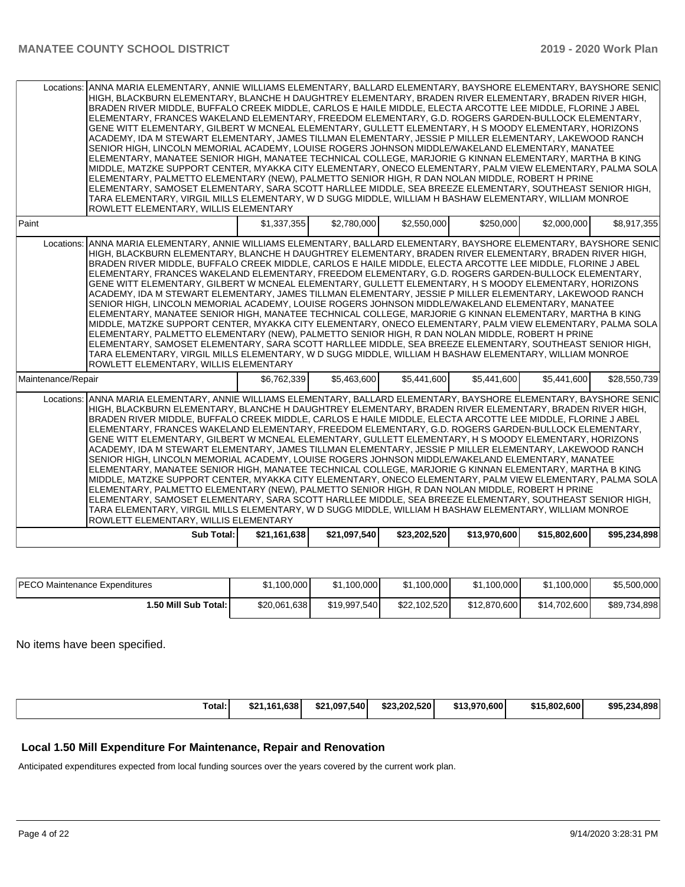| | | | | | | |
|---|---|---|---|---|---|---|
| Locations: | ANNA MARIA ELEMENTARY, ANNIE WILLIAMS ELEMENTARY, BALLARD ELEMENTARY, BAYSHORE ELEMENTARY, BAYSHORE SENIOR HIGH, BLACKBURN ELEMENTARY, BLANCHE H DAUGHTREY ELEMENTARY, BRADEN RIVER ELEMENTARY, BRADEN RIVER HIGH, BRADEN RIVER MIDDLE, BUFFALO CREEK MIDDLE, CARLOS E HAILE MIDDLE, ELECTA ARCOTTE LEE MIDDLE, FLORINE J ABEL ELEMENTARY, FRANCES WAKELAND ELEMENTARY, FREEDOM ELEMENTARY, G.D. ROGERS GARDEN-BULLOCK ELEMENTARY, GENE WITT ELEMENTARY, GILBERT W MCNEAL ELEMENTARY, GULLETT ELEMENTARY, H S MOODY ELEMENTARY, HORIZONS ACADEMY, IDA M STEWART ELEMENTARY, JAMES TILLMAN ELEMENTARY, JESSIE P MILLER ELEMENTARY, LAKEWOOD RANCH SENIOR HIGH, LINCOLN MEMORIAL ACADEMY, LOUISE ROGERS JOHNSON MIDDLE/WAKELAND ELEMENTARY, MANATEE ELEMENTARY, MANATEE SENIOR HIGH, MANATEE TECHNICAL COLLEGE, MARJORIE G KINNAN ELEMENTARY, MARTHA B KING MIDDLE, MATZKE SUPPORT CENTER, MYAKKA CITY ELEMENTARY, ONECO ELEMENTARY, PALM VIEW ELEMENTARY, PALMA SOLA ELEMENTARY, PALMETTO ELEMENTARY (NEW), PALMETTO SENIOR HIGH, R DAN NOLAN MIDDLE, ROBERT H PRINE ELEMENTARY, SAMOSET ELEMENTARY, SARA SCOTT HARLLEE MIDDLE, SEA BREEZE ELEMENTARY, SOUTHEAST SENIOR HIGH, TARA ELEMENTARY, VIRGIL MILLS ELEMENTARY, W D SUGG MIDDLE, WILLIAM H BASHAW ELEMENTARY, WILLIAM MONROE ROWLETT ELEMENTARY, WILLIS ELEMENTARY | | | | | |
| Paint | | $1,337,355 | $2,780,000 | $2,550,000 | $250,000 | $2,000,000 | $8,917,355 |
| Locations: | ANNA MARIA ELEMENTARY, ANNIE WILLIAMS ELEMENTARY, BALLARD ELEMENTARY, BAYSHORE ELEMENTARY, BAYSHORE SENIOR HIGH, BLACKBURN ELEMENTARY, BLANCHE H DAUGHTREY ELEMENTARY, BRADEN RIVER ELEMENTARY, BRADEN RIVER HIGH, BRADEN RIVER MIDDLE, BUFFALO CREEK MIDDLE, CARLOS E HAILE MIDDLE, ELECTA ARCOTTE LEE MIDDLE, FLORINE J ABEL ELEMENTARY, FRANCES WAKELAND ELEMENTARY, FREEDOM ELEMENTARY, G.D. ROGERS GARDEN-BULLOCK ELEMENTARY, GENE WITT ELEMENTARY, GILBERT W MCNEAL ELEMENTARY, GULLETT ELEMENTARY, H S MOODY ELEMENTARY, HORIZONS ACADEMY, IDA M STEWART ELEMENTARY, JAMES TILLMAN ELEMENTARY, JESSIE P MILLER ELEMENTARY, LAKEWOOD RANCH SENIOR HIGH, LINCOLN MEMORIAL ACADEMY, LOUISE ROGERS JOHNSON MIDDLE/WAKELAND ELEMENTARY, MANATEE ELEMENTARY, MANATEE SENIOR HIGH, MANATEE TECHNICAL COLLEGE, MARJORIE G KINNAN ELEMENTARY, MARTHA B KING MIDDLE, MATZKE SUPPORT CENTER, MYAKKA CITY ELEMENTARY, ONECO ELEMENTARY, PALM VIEW ELEMENTARY, PALMA SOLA ELEMENTARY, PALMETTO ELEMENTARY (NEW), PALMETTO SENIOR HIGH, R DAN NOLAN MIDDLE, ROBERT H PRINE ELEMENTARY, SAMOSET ELEMENTARY, SARA SCOTT HARLLEE MIDDLE, SEA BREEZE ELEMENTARY, SOUTHEAST SENIOR HIGH, TARA ELEMENTARY, VIRGIL MILLS ELEMENTARY, W D SUGG MIDDLE, WILLIAM H BASHAW ELEMENTARY, WILLIAM MONROE ROWLETT ELEMENTARY, WILLIS ELEMENTARY | | | | | |
| Maintenance/Repair | | $6,762,339 | $5,463,600 | $5,441,600 | $5,441,600 | $5,441,600 | $28,550,739 |
| Locations: | ANNA MARIA ELEMENTARY, ANNIE WILLIAMS ELEMENTARY, BALLARD ELEMENTARY, BAYSHORE ELEMENTARY, BAYSHORE SENIOR HIGH, BLACKBURN ELEMENTARY, BLANCHE H DAUGHTREY ELEMENTARY, BRADEN RIVER ELEMENTARY, BRADEN RIVER HIGH, BRADEN RIVER MIDDLE, BUFFALO CREEK MIDDLE, CARLOS E HAILE MIDDLE, ELECTA ARCOTTE LEE MIDDLE, FLORINE J ABEL ELEMENTARY, FRANCES WAKELAND ELEMENTARY, FREEDOM ELEMENTARY, G.D. ROGERS GARDEN-BULLOCK ELEMENTARY, GENE WITT ELEMENTARY, GILBERT W MCNEAL ELEMENTARY, GULLETT ELEMENTARY, H S MOODY ELEMENTARY, HORIZONS ACADEMY, IDA M STEWART ELEMENTARY, JAMES TILLMAN ELEMENTARY, JESSIE P MILLER ELEMENTARY, LAKEWOOD RANCH SENIOR HIGH, LINCOLN MEMORIAL ACADEMY, LOUISE ROGERS JOHNSON MIDDLE/WAKELAND ELEMENTARY, MANATEE ELEMENTARY, MANATEE SENIOR HIGH, MANATEE TECHNICAL COLLEGE, MARJORIE G KINNAN ELEMENTARY, MARTHA B KING MIDDLE, MATZKE SUPPORT CENTER, MYAKKA CITY ELEMENTARY, ONECO ELEMENTARY, PALM VIEW ELEMENTARY, PALMA SOLA ELEMENTARY, PALMETTO ELEMENTARY (NEW), PALMETTO SENIOR HIGH, R DAN NOLAN MIDDLE, ROBERT H PRINE ELEMENTARY, SAMOSET ELEMENTARY, SARA SCOTT HARLLEE MIDDLE, SEA BREEZE ELEMENTARY, SOUTHEAST SENIOR HIGH, TARA ELEMENTARY, VIRGIL MILLS ELEMENTARY, W D SUGG MIDDLE, WILLIAM H BASHAW ELEMENTARY, WILLIAM MONROE ROWLETT ELEMENTARY, WILLIS ELEMENTARY | | | | | |
| | **Sub Total:** | **$21,161,638** | **$21,097,540** | **$23,202,520** | **$13,970,600** | **$15,802,600** | **$95,234,898** |

| | | | | | | |
|---|---|---|---|---|---|---|
| PECO Maintenance Expenditures | $1,100,000 | $1,100,000 | $1,100,000 | $1,100,000 | $1,100,000 | $5,500,000 |
| **1.50 Mill Sub Total:** | $20,061,638 | $19,997,540 | $22,102,520 | $12,870,600 | $14,702,600 | $89,734,898 |

No items have been specified.

| | | | | | | |
|---|---|---|---|---|---|---|
| **Total:** | **$21,161,638** | **$21,097,540** | **$23,202,520** | **$13,970,600** | **$15,802,600** | **$95,234,898** |

## Local 1.50 Mill Expenditure For Maintenance, Repair and Renovation

Anticipated expenditures expected from local funding sources over the years covered by the current work plan.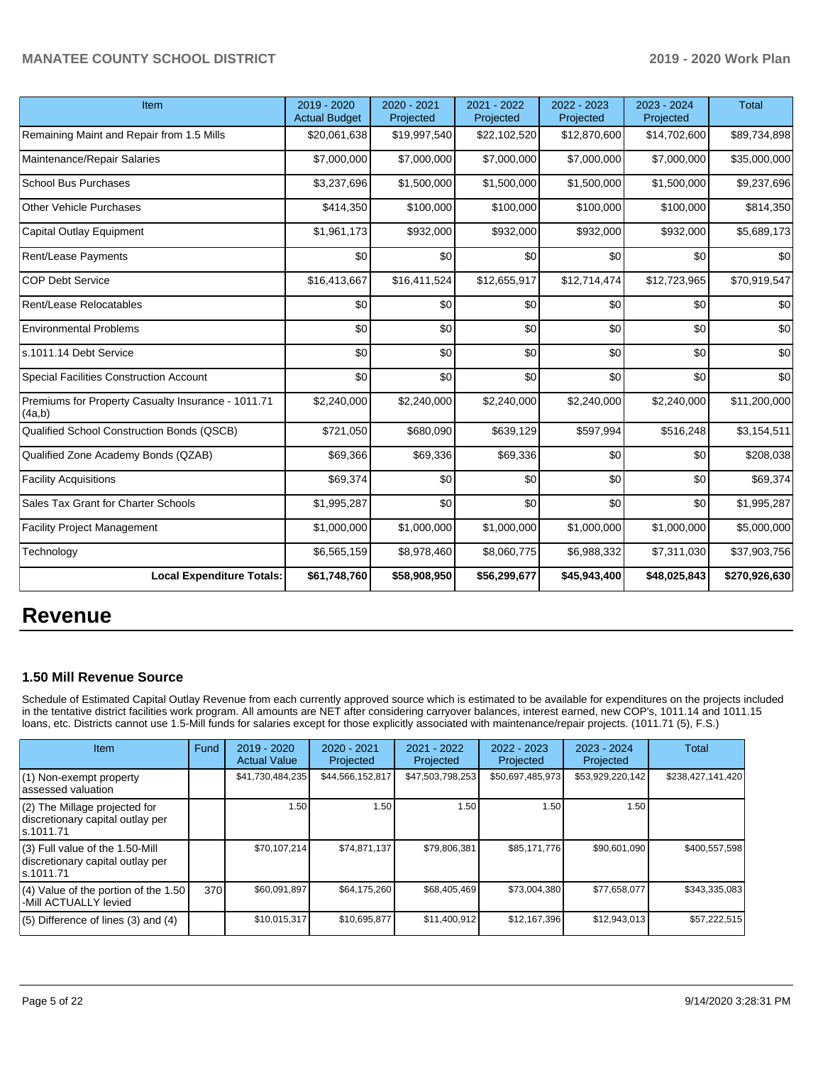| Item | 2019 - 2020 Actual Budget | 2020 - 2021 Projected | 2021 - 2022 Projected | 2022 - 2023 Projected | 2023 - 2024 Projected | Total |
|---|---|---|---|---|---|---|
| Remaining Maint and Repair from 1.5 Mills | $20,061,638 | $19,997,540 | $22,102,520 | $12,870,600 | $14,702,600 | $89,734,898 |
| Maintenance/Repair Salaries | $7,000,000 | $7,000,000 | $7,000,000 | $7,000,000 | $7,000,000 | $35,000,000 |
| School Bus Purchases | $3,237,696 | $1,500,000 | $1,500,000 | $1,500,000 | $1,500,000 | $9,237,696 |
| Other Vehicle Purchases | $414,350 | $100,000 | $100,000 | $100,000 | $100,000 | $814,350 |
| Capital Outlay Equipment | $1,961,173 | $932,000 | $932,000 | $932,000 | $932,000 | $5,689,173 |
| Rent/Lease Payments | $0 | $0 | $0 | $0 | $0 | $0 |
| COP Debt Service | $16,413,667 | $16,411,524 | $12,655,917 | $12,714,474 | $12,723,965 | $70,919,547 |
| Rent/Lease Relocatables | $0 | $0 | $0 | $0 | $0 | $0 |
| Environmental Problems | $0 | $0 | $0 | $0 | $0 | $0 |
| s.1011.14 Debt Service | $0 | $0 | $0 | $0 | $0 | $0 |
| Special Facilities Construction Account | $0 | $0 | $0 | $0 | $0 | $0 |
| Premiums for Property Casualty Insurance - 1011.71 (4a,b) | $2,240,000 | $2,240,000 | $2,240,000 | $2,240,000 | $2,240,000 | $11,200,000 |
| Qualified School Construction Bonds (QSCB) | $721,050 | $680,090 | $639,129 | $597,994 | $516,248 | $3,154,511 |
| Qualified Zone Academy Bonds (QZAB) | $69,366 | $69,336 | $69,336 | $0 | $0 | $208,038 |
| Facility Acquisitions | $69,374 | $0 | $0 | $0 | $0 | $69,374 |
| Sales Tax Grant for Charter Schools | $1,995,287 | $0 | $0 | $0 | $0 | $1,995,287 |
| Facility Project Management | $1,000,000 | $1,000,000 | $1,000,000 | $1,000,000 | $1,000,000 | $5,000,000 |
| Technology | $6,565,159 | $8,978,460 | $8,060,775 | $6,988,332 | $7,311,030 | $37,903,756 |
| **Local Expenditure Totals:** | **$61,748,760** | **$58,908,950** | **$56,299,677** | **$45,943,400** | **$48,025,843** | **$270,926,630** |

# Revenue

### 1.50 Mill Revenue Source

Schedule of Estimated Capital Outlay Revenue from each currently approved source which is estimated to be available for expenditures on the projects included in the tentative district facilities work program. All amounts are NET after considering carryover balances, interest earned, new COP's, 1011.14 and 1011.15 loans, etc. Districts cannot use 1.5-Mill funds for salaries except for those explicitly associated with maintenance/repair projects. (1011.71 (5), F.S.)

| Item | Fund | 2019 - 2020 Actual Value | 2020 - 2021 Projected | 2021 - 2022 Projected | 2022 - 2023 Projected | 2023 - 2024 Projected | Total |
|---|---|---|---|---|---|---|---|
| (1) Non-exempt property assessed valuation | | $41,730,484,235 | $44,566,152,817 | $47,503,798,253 | $50,697,485,973 | $53,929,220,142 | $238,427,141,420 |
| (2) The Millage projected for discretionary capital outlay per s.1011.71 | | 1.50 | 1.50 | 1.50 | 1.50 | 1.50 | |
| (3) Full value of the 1.50-Mill discretionary capital outlay per s.1011.71 | | $70,107,214 | $74,871,137 | $79,806,381 | $85,171,776 | $90,601,090 | $400,557,598 |
| (4) Value of the portion of the 1.50 -Mill ACTUALLY levied | 370 | $60,091,897 | $64,175,260 | $68,405,469 | $73,004,380 | $77,658,077 | $343,335,083 |
| (5) Difference of lines (3) and (4) | | $10,015,317 | $10,695,877 | $11,400,912 | $12,167,396 | $12,943,013 | $57,222,515 |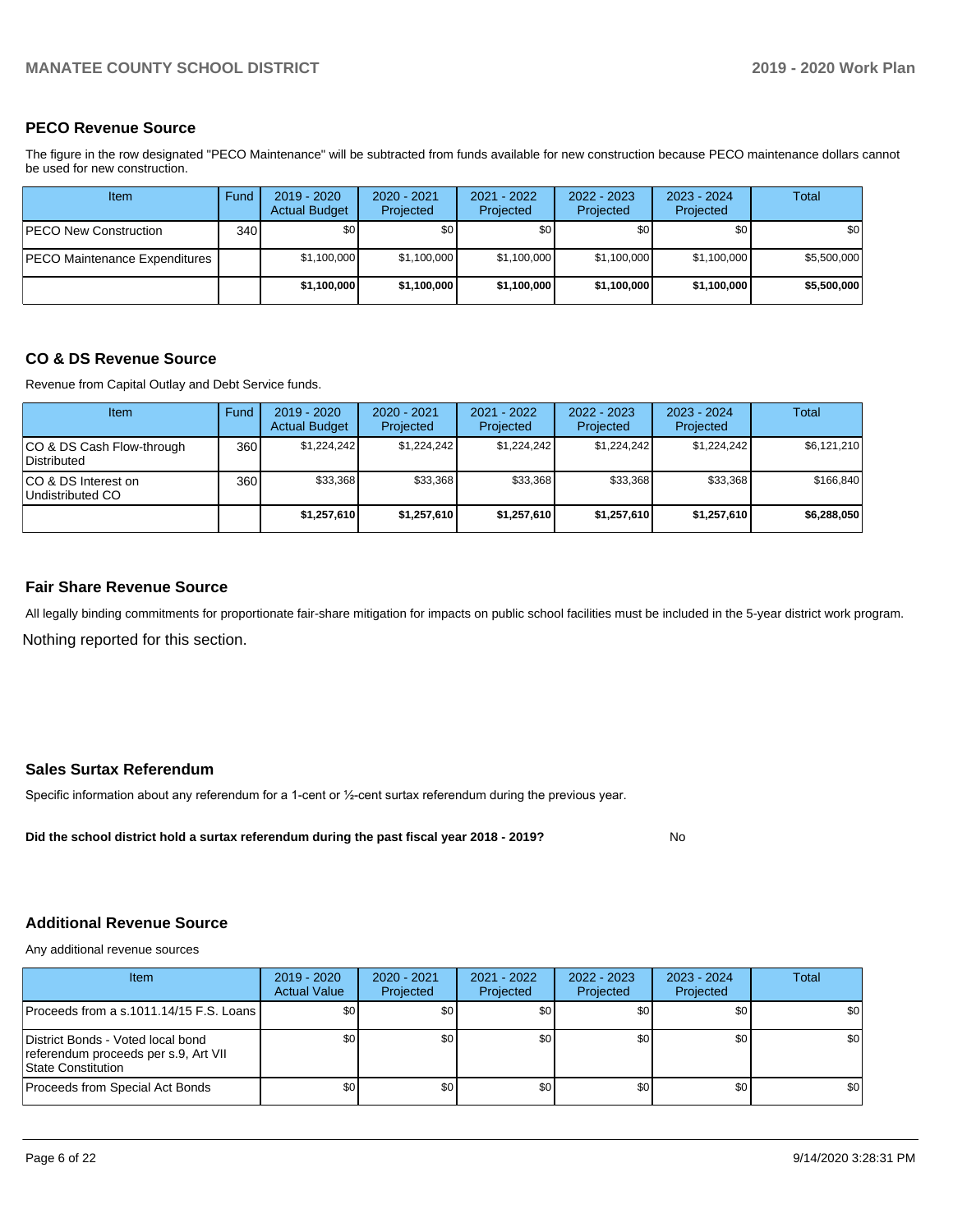## PECO Revenue Source

The figure in the row designated "PECO Maintenance" will be subtracted from funds available for new construction because PECO maintenance dollars cannot be used for new construction.

| Item | Fund | 2019 - 2020 Actual Budget | 2020 - 2021 Projected | 2021 - 2022 Projected | 2022 - 2023 Projected | 2023 - 2024 Projected | Total |
|---|---|---|---|---|---|---|---|
| PECO New Construction | 340 | $0 | $0 | $0 | $0 | $0 | $0 |
| PECO Maintenance Expenditures | | $1,100,000 | $1,100,000 | $1,100,000 | $1,100,000 | $1,100,000 | $5,500,000 |
| | | **$1,100,000** | **$1,100,000** | **$1,100,000** | **$1,100,000** | **$1,100,000** | **$5,500,000** |

## CO & DS Revenue Source

Revenue from Capital Outlay and Debt Service funds.

| Item | Fund | 2019 - 2020 Actual Budget | 2020 - 2021 Projected | 2021 - 2022 Projected | 2022 - 2023 Projected | 2023 - 2024 Projected | Total |
|---|---|---|---|---|---|---|---|
| CO & DS Cash Flow-through Distributed | 360 | $1,224,242 | $1,224,242 | $1,224,242 | $1,224,242 | $1,224,242 | $6,121,210 |
| CO & DS Interest on Undistributed CO | 360 | $33,368 | $33,368 | $33,368 | $33,368 | $33,368 | $166,840 |
| | | **$1,257,610** | **$1,257,610** | **$1,257,610** | **$1,257,610** | **$1,257,610** | **$6,288,050** |

## Fair Share Revenue Source

All legally binding commitments for proportionate fair-share mitigation for impacts on public school facilities must be included in the 5-year district work program.

Nothing reported for this section.

## Sales Surtax Referendum

Specific information about any referendum for a 1-cent or ½-cent surtax referendum during the previous year.

**Did the school district hold a surtax referendum during the past fiscal year 2018 - 2019?** No

## Additional Revenue Source

Any additional revenue sources

| Item | 2019 - 2020 Actual Value | 2020 - 2021 Projected | 2021 - 2022 Projected | 2022 - 2023 Projected | 2023 - 2024 Projected | Total |
|---|---|---|---|---|---|---|
| Proceeds from a s.1011.14/15 F.S. Loans | $0 | $0 | $0 | $0 | $0 | $0 |
| District Bonds - Voted local bond referendum proceeds per s.9, Art VII State Constitution | $0 | $0 | $0 | $0 | $0 | $0 |
| Proceeds from Special Act Bonds | $0 | $0 | $0 | $0 | $0 | $0 |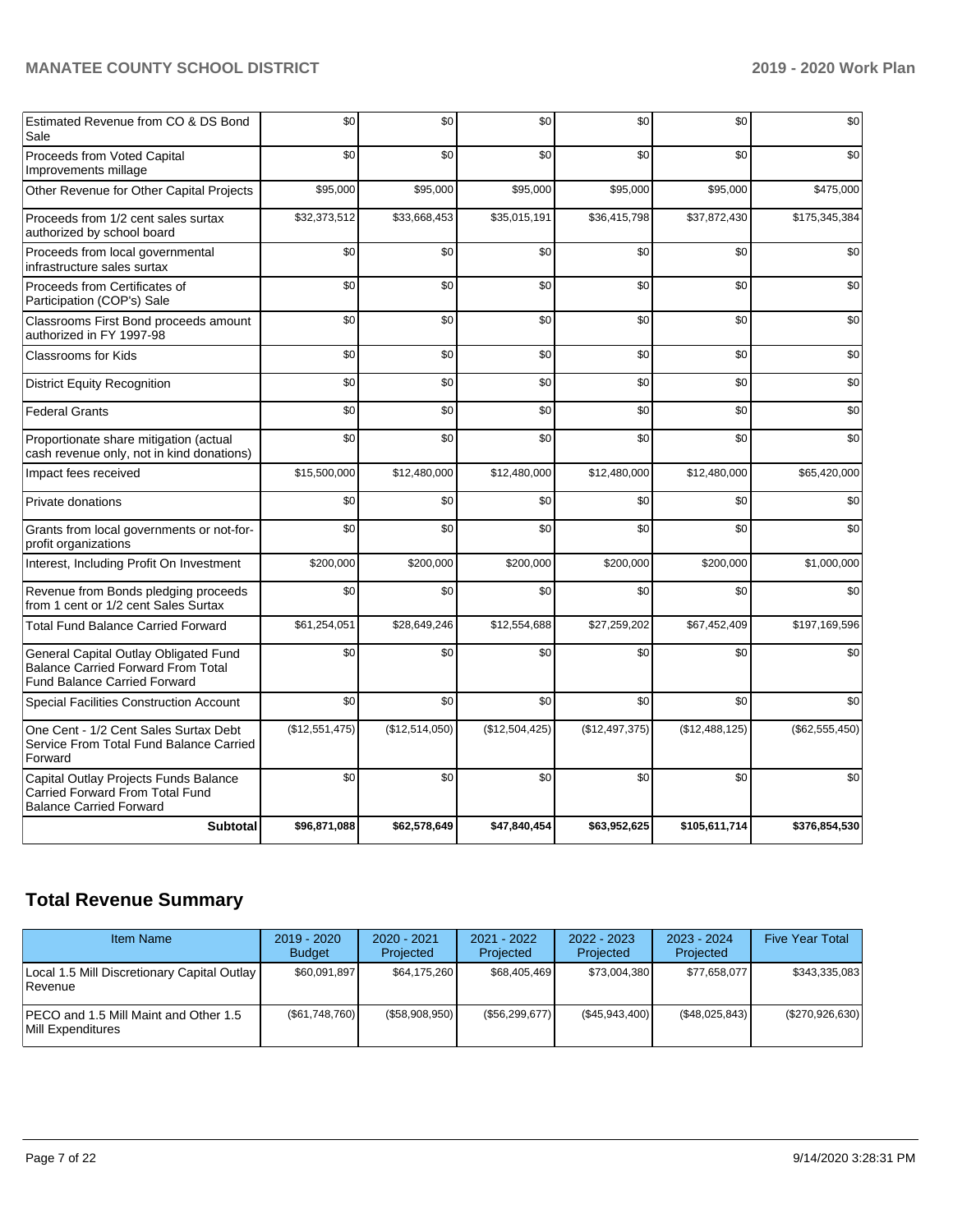| | | | | | | |
|---|---|---|---|---|---|---|
| Estimated Revenue from CO & DS Bond Sale | $0 | $0 | $0 | $0 | $0 | $0 |
| Proceeds from Voted Capital Improvements millage | $0 | $0 | $0 | $0 | $0 | $0 |
| Other Revenue for Other Capital Projects | $95,000 | $95,000 | $95,000 | $95,000 | $95,000 | $475,000 |
| Proceeds from 1/2 cent sales surtax authorized by school board | $32,373,512 | $33,668,453 | $35,015,191 | $36,415,798 | $37,872,430 | $175,345,384 |
| Proceeds from local governmental infrastructure sales surtax | $0 | $0 | $0 | $0 | $0 | $0 |
| Proceeds from Certificates of Participation (COP's) Sale | $0 | $0 | $0 | $0 | $0 | $0 |
| Classrooms First Bond proceeds amount authorized in FY 1997-98 | $0 | $0 | $0 | $0 | $0 | $0 |
| Classrooms for Kids | $0 | $0 | $0 | $0 | $0 | $0 |
| District Equity Recognition | $0 | $0 | $0 | $0 | $0 | $0 |
| Federal Grants | $0 | $0 | $0 | $0 | $0 | $0 |
| Proportionate share mitigation (actual cash revenue only, not in kind donations) | $0 | $0 | $0 | $0 | $0 | $0 |
| Impact fees received | $15,500,000 | $12,480,000 | $12,480,000 | $12,480,000 | $12,480,000 | $65,420,000 |
| Private donations | $0 | $0 | $0 | $0 | $0 | $0 |
| Grants from local governments or not-for-profit organizations | $0 | $0 | $0 | $0 | $0 | $0 |
| Interest, Including Profit On Investment | $200,000 | $200,000 | $200,000 | $200,000 | $200,000 | $1,000,000 |
| Revenue from Bonds pledging proceeds from 1 cent or 1/2 cent Sales Surtax | $0 | $0 | $0 | $0 | $0 | $0 |
| Total Fund Balance Carried Forward | $61,254,051 | $28,649,246 | $12,554,688 | $27,259,202 | $67,452,409 | $197,169,596 |
| General Capital Outlay Obligated Fund Balance Carried Forward From Total Fund Balance Carried Forward | $0 | $0 | $0 | $0 | $0 | $0 |
| Special Facilities Construction Account | $0 | $0 | $0 | $0 | $0 | $0 |
| One Cent - 1/2 Cent Sales Surtax Debt Service From Total Fund Balance Carried Forward | ($12,551,475) | ($12,514,050) | ($12,504,425) | ($12,497,375) | ($12,488,125) | ($62,555,450) |
| Capital Outlay Projects Funds Balance Carried Forward From Total Fund Balance Carried Forward | $0 | $0 | $0 | $0 | $0 | $0 |
| **Subtotal** | **$96,871,088** | **$62,578,649** | **$47,840,454** | **$63,952,625** | **$105,611,714** | **$376,854,530** |

## Total Revenue Summary

| Item Name | 2019 - 2020 Budget | 2020 - 2021 Projected | 2021 - 2022 Projected | 2022 - 2023 Projected | 2023 - 2024 Projected | Five Year Total |
|---|---|---|---|---|---|---|
| Local 1.5 Mill Discretionary Capital Outlay Revenue | $60,091,897 | $64,175,260 | $68,405,469 | $73,004,380 | $77,658,077 | $343,335,083 |
| PECO and 1.5 Mill Maint and Other 1.5 Mill Expenditures | ($61,748,760) | ($58,908,950) | ($56,299,677) | ($45,943,400) | ($48,025,843) | ($270,926,630) |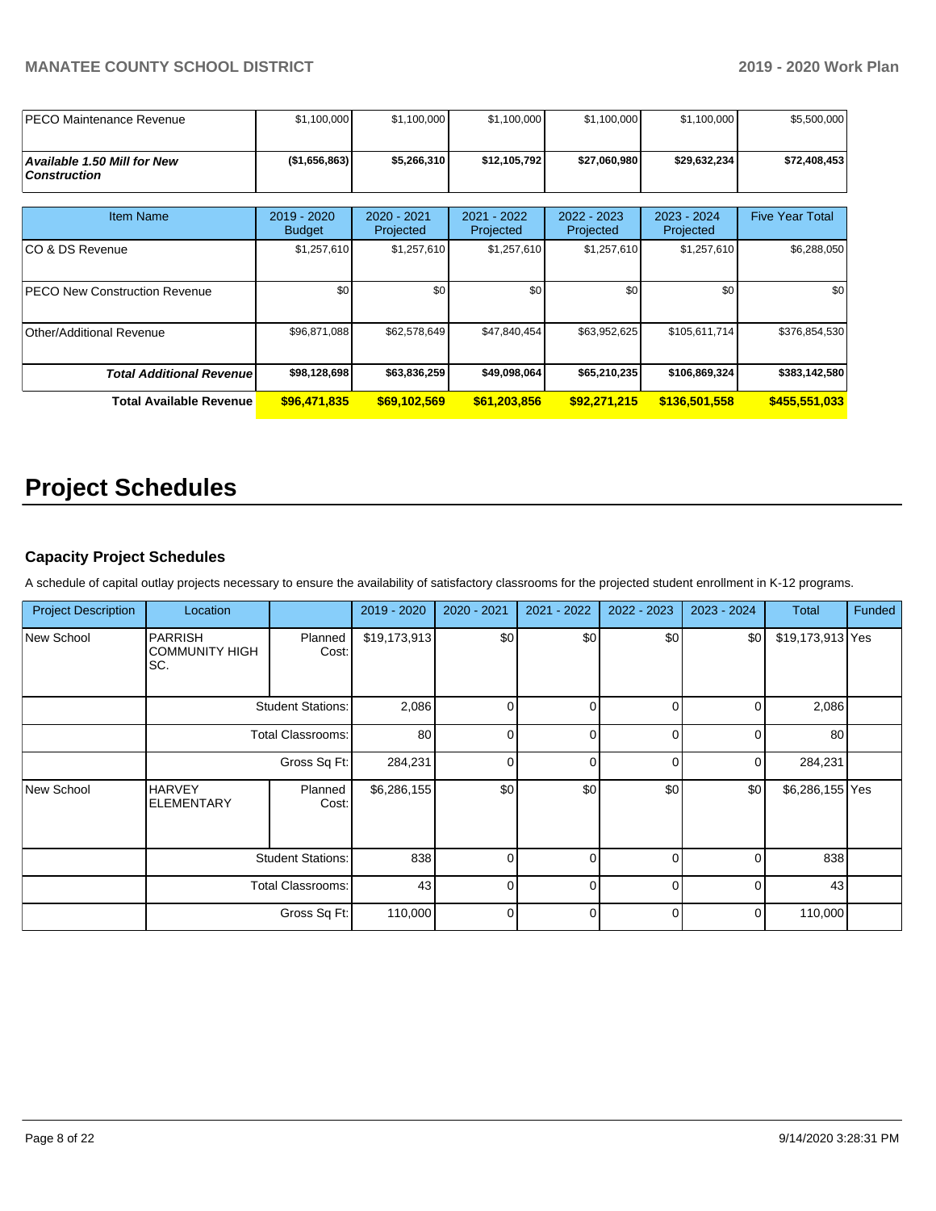| | | | | | | |
|---|---|---|---|---|---|---|
| PECO Maintenance Revenue | $1,100,000 | $1,100,000 | $1,100,000 | $1,100,000 | $1,100,000 | $5,500,000 |
| ***Available 1.50 Mill for New Construction*** | **($1,656,863)** | **$5,266,310** | **$12,105,792** | **$27,060,980** | **$29,632,234** | **$72,408,453** |

| Item Name | 2019 - 2020 Budget | 2020 - 2021 Projected | 2021 - 2022 Projected | 2022 - 2023 Projected | 2023 - 2024 Projected | Five Year Total |
|---|---|---|---|---|---|---|
| CO & DS Revenue | $1,257,610 | $1,257,610 | $1,257,610 | $1,257,610 | $1,257,610 | $6,288,050 |
| PECO New Construction Revenue | $0 | $0 | $0 | $0 | $0 | $0 |
| Other/Additional Revenue | $96,871,088 | $62,578,649 | $47,840,454 | $63,952,625 | $105,611,714 | $376,854,530 |
| ***Total Additional Revenue*** | **$98,128,698** | **$63,836,259** | **$49,098,064** | **$65,210,235** | **$106,869,324** | **$383,142,580** |
| **Total Available Revenue** | **$96,471,835** | **$69,102,569** | **$61,203,856** | **$92,271,215** | **$136,501,558** | **$455,551,033** |

# Project Schedules

### Capacity Project Schedules

A schedule of capital outlay projects necessary to ensure the availability of satisfactory classrooms for the projected student enrollment in K-12 programs.

| Project Description | Location | | 2019 - 2020 | 2020 - 2021 | 2021 - 2022 | 2022 - 2023 | 2023 - 2024 | Total | Funded |
|---|---|---|---|---|---|---|---|---|---|
| New School | PARRISH COMMUNITY HIGH SC. | Planned Cost: | $19,173,913 | $0 | $0 | $0 | $0 | $19,173,913 | Yes |
| | | Student Stations: | 2,086 | 0 | 0 | 0 | 0 | 2,086 | |
| | | Total Classrooms: | 80 | 0 | 0 | 0 | 0 | 80 | |
| | | Gross Sq Ft: | 284,231 | 0 | 0 | 0 | 0 | 284,231 | |
| New School | HARVEY ELEMENTARY | Planned Cost: | $6,286,155 | $0 | $0 | $0 | $0 | $6,286,155 | Yes |
| | | Student Stations: | 838 | 0 | 0 | 0 | 0 | 838 | |
| | | Total Classrooms: | 43 | 0 | 0 | 0 | 0 | 43 | |
| | | Gross Sq Ft: | 110,000 | 0 | 0 | 0 | 0 | 110,000 | |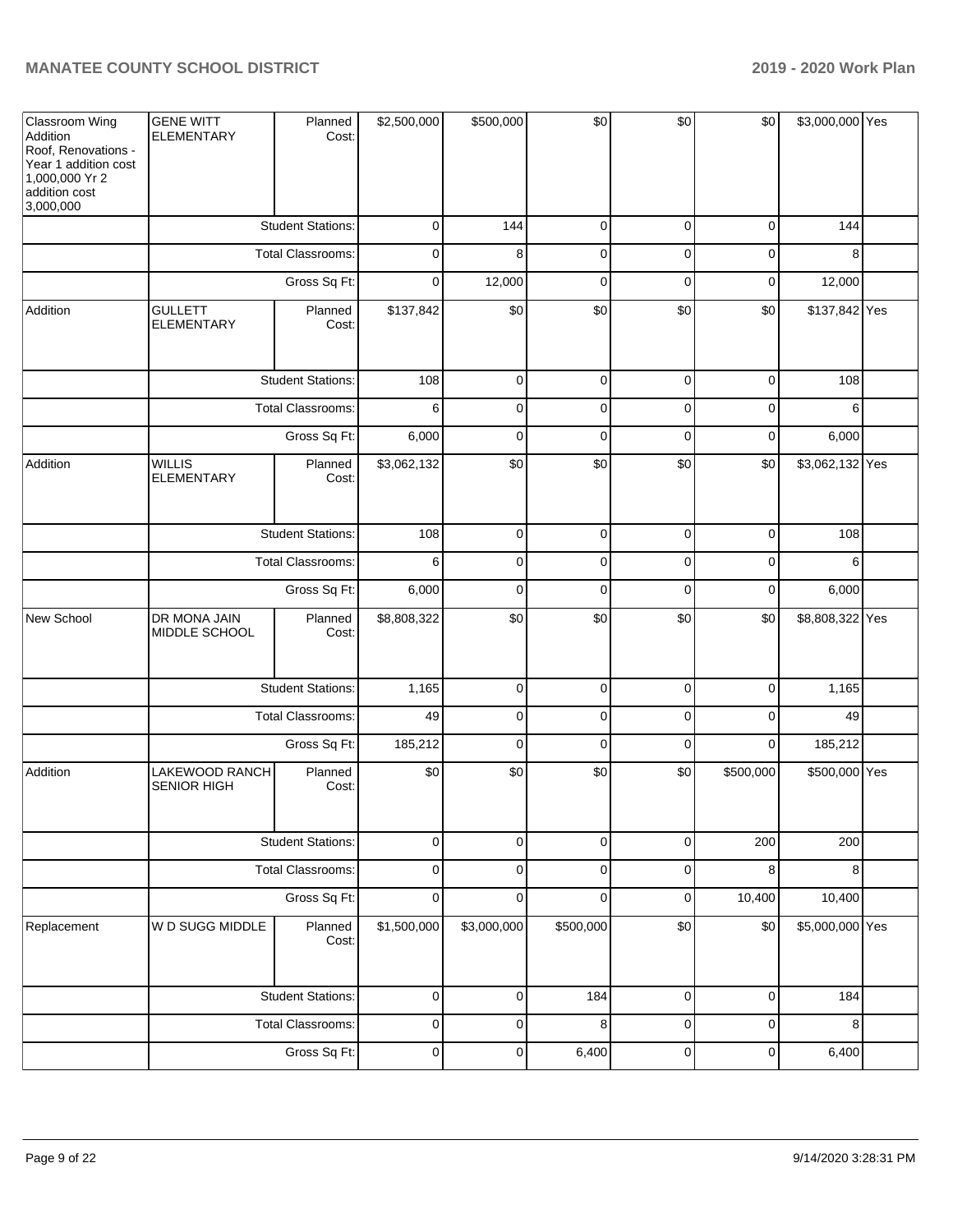| | | | | | | | | | |
|---|---|---|---|---|---|---|---|---|---|
| Classroom Wing Addition Roof, Renovations - Year 1 addition cost 1,000,000 Yr 2 addition cost 3,000,000 | GENE WITT ELEMENTARY | Planned Cost: | $2,500,000 | $500,000 | $0 | $0 | $0 | $3,000,000 | Yes |
| | | Student Stations: | 0 | 144 | 0 | 0 | 0 | 144 | |
| | | Total Classrooms: | 0 | 8 | 0 | 0 | 0 | 8 | |
| | | Gross Sq Ft: | 0 | 12,000 | 0 | 0 | 0 | 12,000 | |
| Addition | GULLETT ELEMENTARY | Planned Cost: | $137,842 | $0 | $0 | $0 | $0 | $137,842 | Yes |
| | | Student Stations: | 108 | 0 | 0 | 0 | 0 | 108 | |
| | | Total Classrooms: | 6 | 0 | 0 | 0 | 0 | 6 | |
| | | Gross Sq Ft: | 6,000 | 0 | 0 | 0 | 0 | 6,000 | |
| Addition | WILLIS ELEMENTARY | Planned Cost: | $3,062,132 | $0 | $0 | $0 | $0 | $3,062,132 | Yes |
| | | Student Stations: | 108 | 0 | 0 | 0 | 0 | 108 | |
| | | Total Classrooms: | 6 | 0 | 0 | 0 | 0 | 6 | |
| | | Gross Sq Ft: | 6,000 | 0 | 0 | 0 | 0 | 6,000 | |
| New School | DR MONA JAIN MIDDLE SCHOOL | Planned Cost: | $8,808,322 | $0 | $0 | $0 | $0 | $8,808,322 | Yes |
| | | Student Stations: | 1,165 | 0 | 0 | 0 | 0 | 1,165 | |
| | | Total Classrooms: | 49 | 0 | 0 | 0 | 0 | 49 | |
| | | Gross Sq Ft: | 185,212 | 0 | 0 | 0 | 0 | 185,212 | |
| Addition | LAKEWOOD RANCH SENIOR HIGH | Planned Cost: | $0 | $0 | $0 | $0 | $500,000 | $500,000 | Yes |
| | | Student Stations: | 0 | 0 | 0 | 0 | 200 | 200 | |
| | | Total Classrooms: | 0 | 0 | 0 | 0 | 8 | 8 | |
| | | Gross Sq Ft: | 0 | 0 | 0 | 0 | 10,400 | 10,400 | |
| Replacement | W D SUGG MIDDLE | Planned Cost: | $1,500,000 | $3,000,000 | $500,000 | $0 | $0 | $5,000,000 | Yes |
| | | Student Stations: | 0 | 0 | 184 | 0 | 0 | 184 | |
| | | Total Classrooms: | 0 | 0 | 8 | 0 | 0 | 8 | |
| | | Gross Sq Ft: | 0 | 0 | 6,400 | 0 | 0 | 6,400 | |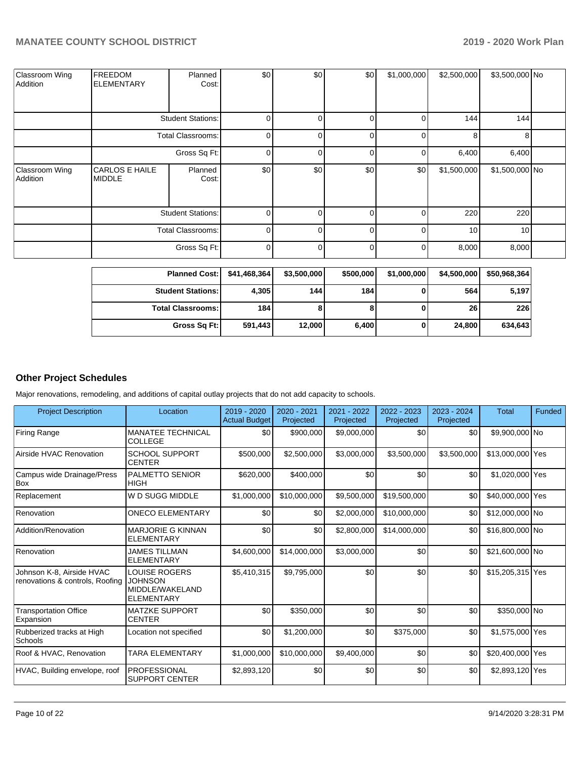| | | | | | | | | | |
|---|---|---|---|---|---|---|---|---|---|
| Classroom Wing Addition | FREEDOM ELEMENTARY | Planned Cost: | $0 | $0 | $0 | $1,000,000 | $2,500,000 | $3,500,000 | No |
| | Student Stations: | | 0 | 0 | 0 | 0 | 144 | 144 | |
| | Total Classrooms: | | 0 | 0 | 0 | 0 | 8 | 8 | |
| | Gross Sq Ft: | | 0 | 0 | 0 | 0 | 6,400 | 6,400 | |
| Classroom Wing Addition | CARLOS E HAILE MIDDLE | Planned Cost: | $0 | $0 | $0 | $0 | $1,500,000 | $1,500,000 | No |
| | Student Stations: | | 0 | 0 | 0 | 0 | 220 | 220 | |
| | Total Classrooms: | | 0 | 0 | 0 | 0 | 10 | 10 | |
| | Gross Sq Ft: | | 0 | 0 | 0 | 0 | 8,000 | 8,000 | |

| | | | | | | |
|---|---|---|---|---|---|---|
| **Planned Cost:** | **$41,468,364** | **$3,500,000** | **$500,000** | **$1,000,000** | **$4,500,000** | **$50,968,364** |
| **Student Stations:** | **4,305** | **144** | **184** | **0** | **564** | **5,197** |
| **Total Classrooms:** | **184** | **8** | **8** | **0** | **26** | **226** |
| **Gross Sq Ft:** | **591,443** | **12,000** | **6,400** | **0** | **24,800** | **634,643** |

## Other Project Schedules

Major renovations, remodeling, and additions of capital outlay projects that do not add capacity to schools.

| Project Description | Location | 2019 - 2020 Actual Budget | 2020 - 2021 Projected | 2021 - 2022 Projected | 2022 - 2023 Projected | 2023 - 2024 Projected | Total | Funded |
|---|---|---|---|---|---|---|---|---|
| Firing Range | MANATEE TECHNICAL COLLEGE | $0 | $900,000 | $9,000,000 | $0 | $0 | $9,900,000 | No |
| Airside HVAC Renovation | SCHOOL SUPPORT CENTER | $500,000 | $2,500,000 | $3,000,000 | $3,500,000 | $3,500,000 | $13,000,000 | Yes |
| Campus wide Drainage/Press Box | PALMETTO SENIOR HIGH | $620,000 | $400,000 | $0 | $0 | $0 | $1,020,000 | Yes |
| Replacement | W D SUGG MIDDLE | $1,000,000 | $10,000,000 | $9,500,000 | $19,500,000 | $0 | $40,000,000 | Yes |
| Renovation | ONECO ELEMENTARY | $0 | $0 | $2,000,000 | $10,000,000 | $0 | $12,000,000 | No |
| Addition/Renovation | MARJORIE G KINNAN ELEMENTARY | $0 | $0 | $2,800,000 | $14,000,000 | $0 | $16,800,000 | No |
| Renovation | JAMES TILLMAN ELEMENTARY | $4,600,000 | $14,000,000 | $3,000,000 | $0 | $0 | $21,600,000 | No |
| Johnson K-8, Airside HVAC renovations & controls, Roofing | LOUISE ROGERS JOHNSON MIDDLE/WAKELAND ELEMENTARY | $5,410,315 | $9,795,000 | $0 | $0 | $0 | $15,205,315 | Yes |
| Transportation Office Expansion | MATZKE SUPPORT CENTER | $0 | $350,000 | $0 | $0 | $0 | $350,000 | No |
| Rubberized tracks at High Schools | Location not specified | $0 | $1,200,000 | $0 | $375,000 | $0 | $1,575,000 | Yes |
| Roof & HVAC, Renovation | TARA ELEMENTARY | $1,000,000 | $10,000,000 | $9,400,000 | $0 | $0 | $20,400,000 | Yes |
| HVAC, Building envelope, roof | PROFESSIONAL SUPPORT CENTER | $2,893,120 | $0 | $0 | $0 | $0 | $2,893,120 | Yes |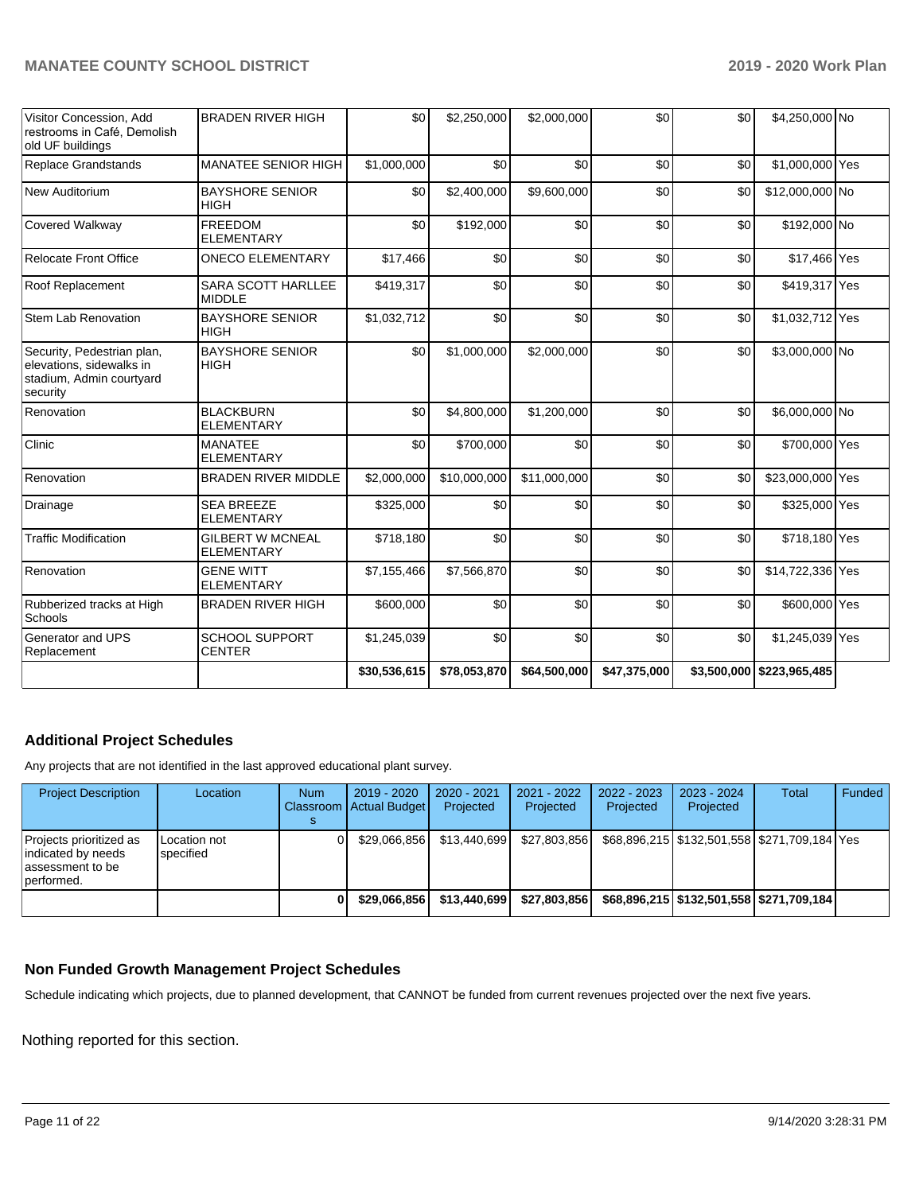| | | | | | | | | |
|---|---|---|---|---|---|---|---|---|
| Visitor Concession, Add restrooms in Café, Demolish old UF buildings | BRADEN RIVER HIGH | $0 | $2,250,000 | $2,000,000 | $0 | $0 | $4,250,000 | No |
| Replace Grandstands | MANATEE SENIOR HIGH | $1,000,000 | $0 | $0 | $0 | $0 | $1,000,000 | Yes |
| New Auditorium | BAYSHORE SENIOR HIGH | $0 | $2,400,000 | $9,600,000 | $0 | $0 | $12,000,000 | No |
| Covered Walkway | FREEDOM ELEMENTARY | $0 | $192,000 | $0 | $0 | $0 | $192,000 | No |
| Relocate Front Office | ONECO ELEMENTARY | $17,466 | $0 | $0 | $0 | $0 | $17,466 | Yes |
| Roof Replacement | SARA SCOTT HARLLEE MIDDLE | $419,317 | $0 | $0 | $0 | $0 | $419,317 | Yes |
| Stem Lab Renovation | BAYSHORE SENIOR HIGH | $1,032,712 | $0 | $0 | $0 | $0 | $1,032,712 | Yes |
| Security, Pedestrian plan, elevations, sidewalks in stadium, Admin courtyard security | BAYSHORE SENIOR HIGH | $0 | $1,000,000 | $2,000,000 | $0 | $0 | $3,000,000 | No |
| Renovation | BLACKBURN ELEMENTARY | $0 | $4,800,000 | $1,200,000 | $0 | $0 | $6,000,000 | No |
| Clinic | MANATEE ELEMENTARY | $0 | $700,000 | $0 | $0 | $0 | $700,000 | Yes |
| Renovation | BRADEN RIVER MIDDLE | $2,000,000 | $10,000,000 | $11,000,000 | $0 | $0 | $23,000,000 | Yes |
| Drainage | SEA BREEZE ELEMENTARY | $325,000 | $0 | $0 | $0 | $0 | $325,000 | Yes |
| Traffic Modification | GILBERT W MCNEAL ELEMENTARY | $718,180 | $0 | $0 | $0 | $0 | $718,180 | Yes |
| Renovation | GENE WITT ELEMENTARY | $7,155,466 | $7,566,870 | $0 | $0 | $0 | $14,722,336 | Yes |
| Rubberized tracks at High Schools | BRADEN RIVER HIGH | $600,000 | $0 | $0 | $0 | $0 | $600,000 | Yes |
| Generator and UPS Replacement | SCHOOL SUPPORT CENTER | $1,245,039 | $0 | $0 | $0 | $0 | $1,245,039 | Yes |
| | | **$30,536,615** | **$78,053,870** | **$64,500,000** | **$47,375,000** | **$3,500,000** | **$223,965,485** | |

## Additional Project Schedules

Any projects that are not identified in the last approved educational plant survey.

| Project Description | Location | Num Classrooms | 2019 - 2020 Actual Budget | 2020 - 2021 Projected | 2021 - 2022 Projected | 2022 - 2023 Projected | 2023 - 2024 Projected | Total | Funded |
|---|---|---|---|---|---|---|---|---|---|
| Projects prioritized as indicated by needs assessment to be performed. | Location not specified | 0 | $29,066,856 | $13,440,699 | $27,803,856 | $68,896,215 | $132,501,558 | $271,709,184 | Yes |
| | | **0** | **$29,066,856** | **$13,440,699** | **$27,803,856** | **$68,896,215** | **$132,501,558** | **$271,709,184** | |

## Non Funded Growth Management Project Schedules

Schedule indicating which projects, due to planned development, that CANNOT be funded from current revenues projected over the next five years.

Nothing reported for this section.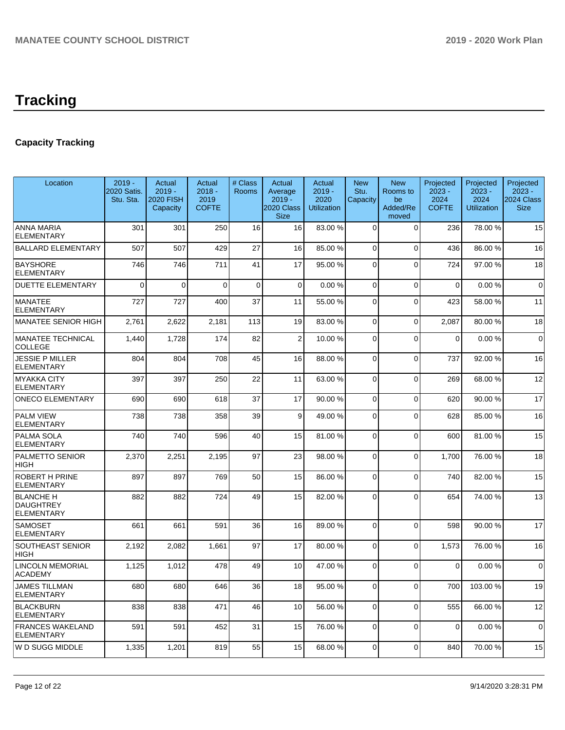# Tracking

## Capacity Tracking

| Location | 2019 - 2020 Satis. Stu. Sta. | Actual 2019 - 2020 FISH Capacity | Actual 2018 - 2019 COFTE | # Class Rooms | Actual Average 2019 - 2020 Class Size | Actual 2019 - 2020 Utilization | New Stu. Capacity | New Rooms to be Added/Removed | Projected 2023 - 2024 COFTE | Projected 2023 - 2024 Utilization | Projected 2023 - 2024 Class Size |
|---|---|---|---|---|---|---|---|---|---|---|---|
| ANNA MARIA ELEMENTARY | 301 | 301 | 250 | 16 | 16 | 83.00 % | 0 | 0 | 236 | 78.00 % | 15 |
| BALLARD ELEMENTARY | 507 | 507 | 429 | 27 | 16 | 85.00 % | 0 | 0 | 436 | 86.00 % | 16 |
| BAYSHORE ELEMENTARY | 746 | 746 | 711 | 41 | 17 | 95.00 % | 0 | 0 | 724 | 97.00 % | 18 |
| DUETTE ELEMENTARY | 0 | 0 | 0 | 0 | 0 | 0.00 % | 0 | 0 | 0 | 0.00 % | 0 |
| MANATEE ELEMENTARY | 727 | 727 | 400 | 37 | 11 | 55.00 % | 0 | 0 | 423 | 58.00 % | 11 |
| MANATEE SENIOR HIGH | 2,761 | 2,622 | 2,181 | 113 | 19 | 83.00 % | 0 | 0 | 2,087 | 80.00 % | 18 |
| MANATEE TECHNICAL COLLEGE | 1,440 | 1,728 | 174 | 82 | 2 | 10.00 % | 0 | 0 | 0 | 0.00 % | 0 |
| JESSIE P MILLER ELEMENTARY | 804 | 804 | 708 | 45 | 16 | 88.00 % | 0 | 0 | 737 | 92.00 % | 16 |
| MYAKKA CITY ELEMENTARY | 397 | 397 | 250 | 22 | 11 | 63.00 % | 0 | 0 | 269 | 68.00 % | 12 |
| ONECO ELEMENTARY | 690 | 690 | 618 | 37 | 17 | 90.00 % | 0 | 0 | 620 | 90.00 % | 17 |
| PALM VIEW ELEMENTARY | 738 | 738 | 358 | 39 | 9 | 49.00 % | 0 | 0 | 628 | 85.00 % | 16 |
| PALMA SOLA ELEMENTARY | 740 | 740 | 596 | 40 | 15 | 81.00 % | 0 | 0 | 600 | 81.00 % | 15 |
| PALMETTO SENIOR HIGH | 2,370 | 2,251 | 2,195 | 97 | 23 | 98.00 % | 0 | 0 | 1,700 | 76.00 % | 18 |
| ROBERT H PRINE ELEMENTARY | 897 | 897 | 769 | 50 | 15 | 86.00 % | 0 | 0 | 740 | 82.00 % | 15 |
| BLANCHE H DAUGHTREY ELEMENTARY | 882 | 882 | 724 | 49 | 15 | 82.00 % | 0 | 0 | 654 | 74.00 % | 13 |
| SAMOSET ELEMENTARY | 661 | 661 | 591 | 36 | 16 | 89.00 % | 0 | 0 | 598 | 90.00 % | 17 |
| SOUTHEAST SENIOR HIGH | 2,192 | 2,082 | 1,661 | 97 | 17 | 80.00 % | 0 | 0 | 1,573 | 76.00 % | 16 |
| LINCOLN MEMORIAL ACADEMY | 1,125 | 1,012 | 478 | 49 | 10 | 47.00 % | 0 | 0 | 0 | 0.00 % | 0 |
| JAMES TILLMAN ELEMENTARY | 680 | 680 | 646 | 36 | 18 | 95.00 % | 0 | 0 | 700 | 103.00 % | 19 |
| BLACKBURN ELEMENTARY | 838 | 838 | 471 | 46 | 10 | 56.00 % | 0 | 0 | 555 | 66.00 % | 12 |
| FRANCES WAKELAND ELEMENTARY | 591 | 591 | 452 | 31 | 15 | 76.00 % | 0 | 0 | 0 | 0.00 % | 0 |
| W D SUGG MIDDLE | 1,335 | 1,201 | 819 | 55 | 15 | 68.00 % | 0 | 0 | 840 | 70.00 % | 15 |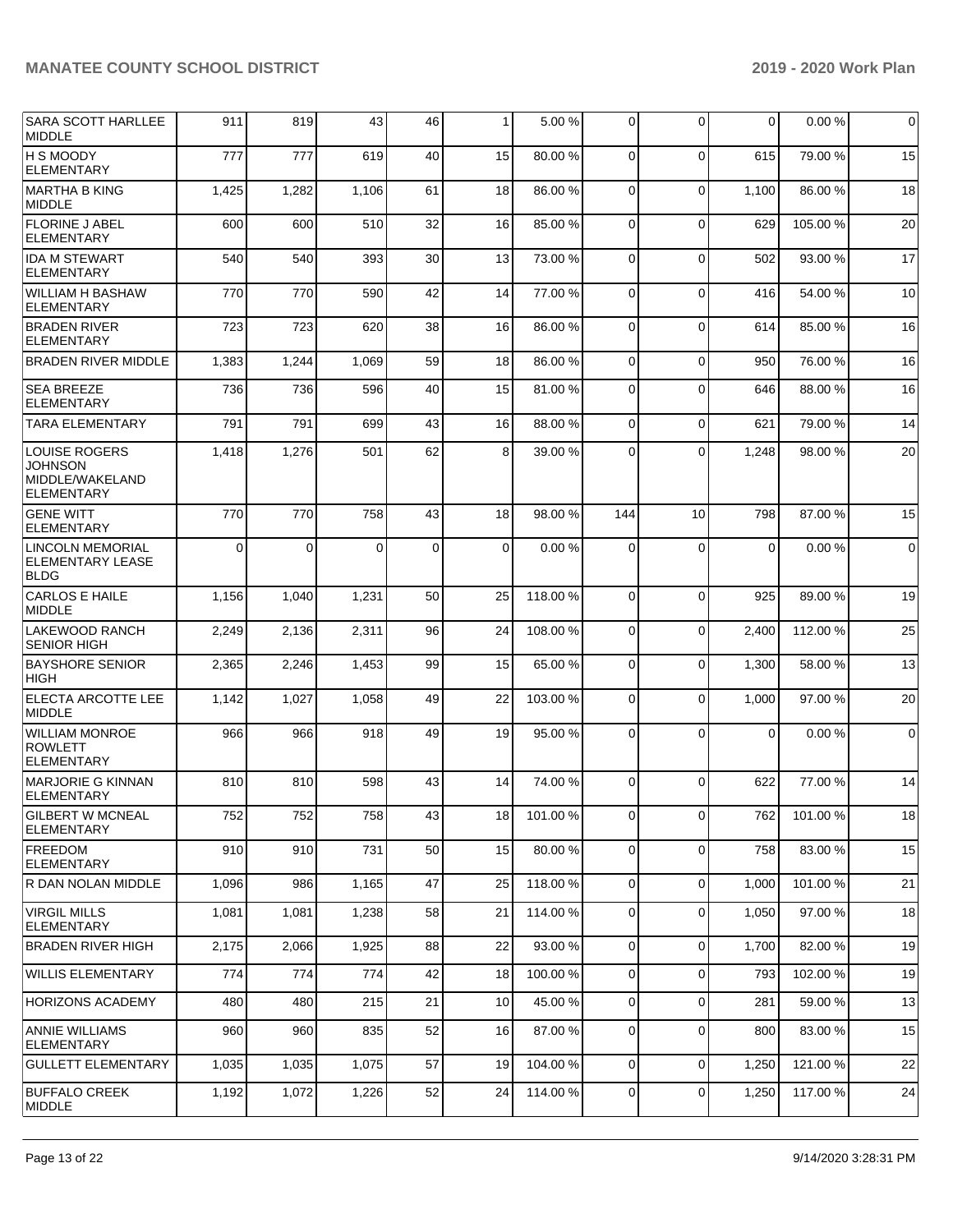| SARA SCOTT HARLLEE MIDDLE | 911 | 819 | 43 | 46 | 1 | 5.00 % | 0 | 0 | 0 | 0.00 % | 0 |
|---|---|---|---|---|---|---|---|---|---|---|---|
| H S MOODY ELEMENTARY | 777 | 777 | 619 | 40 | 15 | 80.00 % | 0 | 0 | 615 | 79.00 % | 15 |
| MARTHA B KING MIDDLE | 1,425 | 1,282 | 1,106 | 61 | 18 | 86.00 % | 0 | 0 | 1,100 | 86.00 % | 18 |
| FLORINE J ABEL ELEMENTARY | 600 | 600 | 510 | 32 | 16 | 85.00 % | 0 | 0 | 629 | 105.00 % | 20 |
| IDA M STEWART ELEMENTARY | 540 | 540 | 393 | 30 | 13 | 73.00 % | 0 | 0 | 502 | 93.00 % | 17 |
| WILLIAM H BASHAW ELEMENTARY | 770 | 770 | 590 | 42 | 14 | 77.00 % | 0 | 0 | 416 | 54.00 % | 10 |
| BRADEN RIVER ELEMENTARY | 723 | 723 | 620 | 38 | 16 | 86.00 % | 0 | 0 | 614 | 85.00 % | 16 |
| BRADEN RIVER MIDDLE | 1,383 | 1,244 | 1,069 | 59 | 18 | 86.00 % | 0 | 0 | 950 | 76.00 % | 16 |
| SEA BREEZE ELEMENTARY | 736 | 736 | 596 | 40 | 15 | 81.00 % | 0 | 0 | 646 | 88.00 % | 16 |
| TARA ELEMENTARY | 791 | 791 | 699 | 43 | 16 | 88.00 % | 0 | 0 | 621 | 79.00 % | 14 |
| LOUISE ROGERS JOHNSON MIDDLE/WAKELAND ELEMENTARY | 1,418 | 1,276 | 501 | 62 | 8 | 39.00 % | 0 | 0 | 1,248 | 98.00 % | 20 |
| GENE WITT ELEMENTARY | 770 | 770 | 758 | 43 | 18 | 98.00 % | 144 | 10 | 798 | 87.00 % | 15 |
| LINCOLN MEMORIAL ELEMENTARY LEASE BLDG | 0 | 0 | 0 | 0 | 0 | 0.00 % | 0 | 0 | 0 | 0.00 % | 0 |
| CARLOS E HAILE MIDDLE | 1,156 | 1,040 | 1,231 | 50 | 25 | 118.00 % | 0 | 0 | 925 | 89.00 % | 19 |
| LAKEWOOD RANCH SENIOR HIGH | 2,249 | 2,136 | 2,311 | 96 | 24 | 108.00 % | 0 | 0 | 2,400 | 112.00 % | 25 |
| BAYSHORE SENIOR HIGH | 2,365 | 2,246 | 1,453 | 99 | 15 | 65.00 % | 0 | 0 | 1,300 | 58.00 % | 13 |
| ELECTA ARCOTTE LEE MIDDLE | 1,142 | 1,027 | 1,058 | 49 | 22 | 103.00 % | 0 | 0 | 1,000 | 97.00 % | 20 |
| WILLIAM MONROE ROWLETT ELEMENTARY | 966 | 966 | 918 | 49 | 19 | 95.00 % | 0 | 0 | 0 | 0.00 % | 0 |
| MARJORIE G KINNAN ELEMENTARY | 810 | 810 | 598 | 43 | 14 | 74.00 % | 0 | 0 | 622 | 77.00 % | 14 |
| GILBERT W MCNEAL ELEMENTARY | 752 | 752 | 758 | 43 | 18 | 101.00 % | 0 | 0 | 762 | 101.00 % | 18 |
| FREEDOM ELEMENTARY | 910 | 910 | 731 | 50 | 15 | 80.00 % | 0 | 0 | 758 | 83.00 % | 15 |
| R DAN NOLAN MIDDLE | 1,096 | 986 | 1,165 | 47 | 25 | 118.00 % | 0 | 0 | 1,000 | 101.00 % | 21 |
| VIRGIL MILLS ELEMENTARY | 1,081 | 1,081 | 1,238 | 58 | 21 | 114.00 % | 0 | 0 | 1,050 | 97.00 % | 18 |
| BRADEN RIVER HIGH | 2,175 | 2,066 | 1,925 | 88 | 22 | 93.00 % | 0 | 0 | 1,700 | 82.00 % | 19 |
| WILLIS ELEMENTARY | 774 | 774 | 774 | 42 | 18 | 100.00 % | 0 | 0 | 793 | 102.00 % | 19 |
| HORIZONS ACADEMY | 480 | 480 | 215 | 21 | 10 | 45.00 % | 0 | 0 | 281 | 59.00 % | 13 |
| ANNIE WILLIAMS ELEMENTARY | 960 | 960 | 835 | 52 | 16 | 87.00 % | 0 | 0 | 800 | 83.00 % | 15 |
| GULLETT ELEMENTARY | 1,035 | 1,035 | 1,075 | 57 | 19 | 104.00 % | 0 | 0 | 1,250 | 121.00 % | 22 |
| BUFFALO CREEK MIDDLE | 1,192 | 1,072 | 1,226 | 52 | 24 | 114.00 % | 0 | 0 | 1,250 | 117.00 % | 24 |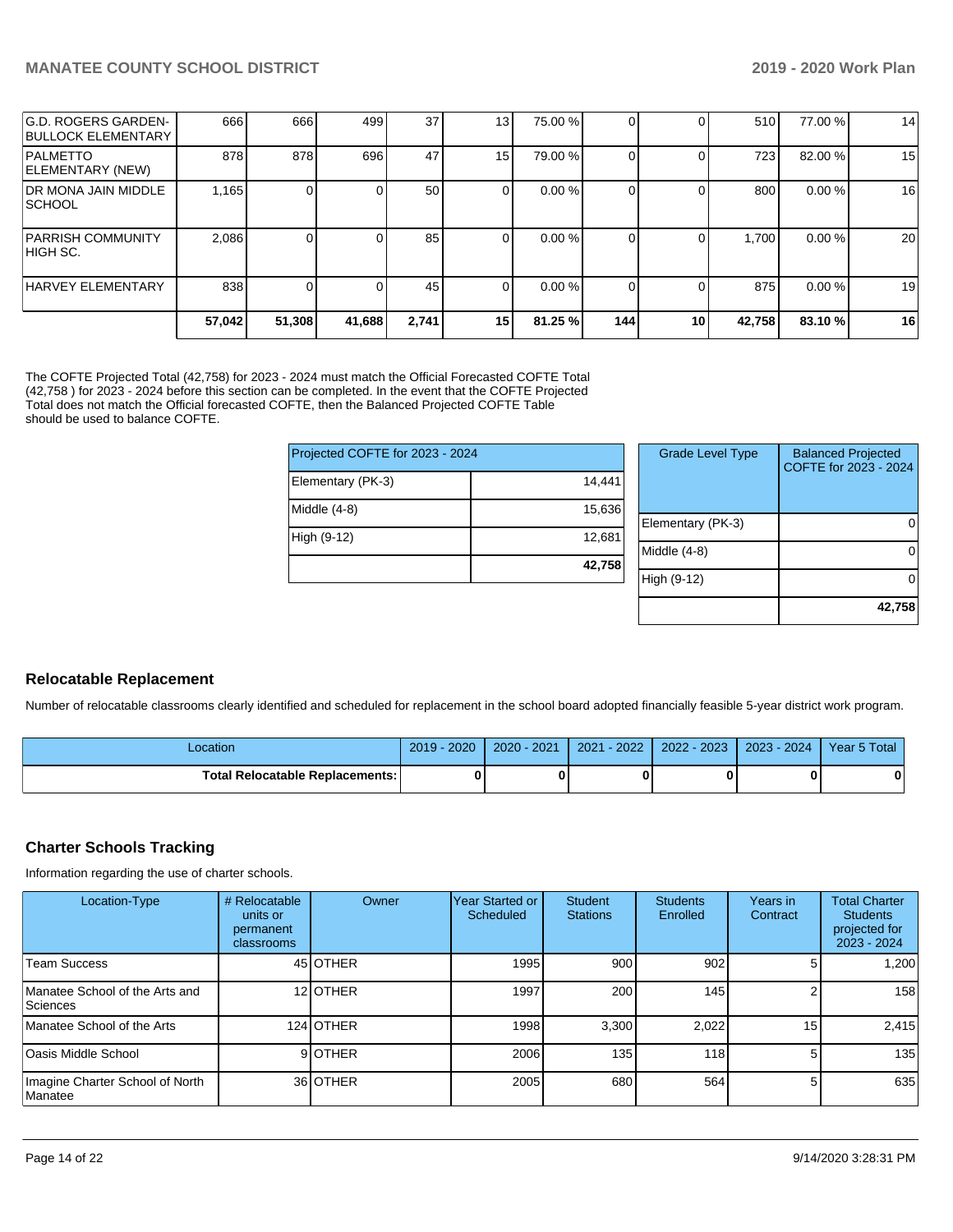| G.D. ROGERS GARDEN-BULLOCK ELEMENTARY | 666 | 666 | 499 | 37 | 13 | 75.00 % | 0 | 0 | 510 | 77.00 % | 14 |
|---|---|---|---|---|---|---|---|---|---|---|---|
| PALMETTO ELEMENTARY (NEW) | 878 | 878 | 696 | 47 | 15 | 79.00 % | 0 | 0 | 723 | 82.00 % | 15 |
| DR MONA JAIN MIDDLE SCHOOL | 1,165 | 0 | 0 | 50 | 0 | 0.00 % | 0 | 0 | 800 | 0.00 % | 16 |
| PARRISH COMMUNITY HIGH SC. | 2,086 | 0 | 0 | 85 | 0 | 0.00 % | 0 | 0 | 1,700 | 0.00 % | 20 |
| HARVEY ELEMENTARY | 838 | 0 | 0 | 45 | 0 | 0.00 % | 0 | 0 | 875 | 0.00 % | 19 |
| | **57,042** | **51,308** | **41,688** | **2,741** | **15** | **81.25 %** | **144** | **10** | **42,758** | **83.10 %** | **16** |

The COFTE Projected Total (42,758) for 2023 - 2024 must match the Official Forecasted COFTE Total (42,758 ) for 2023 - 2024 before this section can be completed. In the event that the COFTE Projected Total does not match the Official forecasted COFTE, then the Balanced Projected COFTE Table should be used to balance COFTE.

| Projected COFTE for 2023 - 2024 | |
|---|---|
| Elementary (PK-3) | 14,441 |
| Middle (4-8) | 15,636 |
| High (9-12) | 12,681 |
| | **42,758** |

| Grade Level Type | Balanced Projected COFTE for 2023 - 2024 |
|---|---|
| Elementary (PK-3) | 0 |
| Middle (4-8) | 0 |
| High (9-12) | 0 |
| | **42,758** |

## Relocatable Replacement

Number of relocatable classrooms clearly identified and scheduled for replacement in the school board adopted financially feasible 5-year district work program.

| Location | 2019 - 2020 | 2020 - 2021 | 2021 - 2022 | 2022 - 2023 | 2023 - 2024 | Year 5 Total |
|---|---|---|---|---|---|---|
| **Total Relocatable Replacements:** | **0** | **0** | **0** | **0** | **0** | **0** |

## Charter Schools Tracking

Information regarding the use of charter schools.

| Location-Type | # Relocatable units or permanent classrooms | Owner | Year Started or Scheduled | Student Stations | Students Enrolled | Years in Contract | Total Charter Students projected for 2023 - 2024 |
|---|---|---|---|---|---|---|---|
| Team Success | 45 | OTHER | 1995 | 900 | 902 | 5 | 1,200 |
| Manatee School of the Arts and Sciences | 12 | OTHER | 1997 | 200 | 145 | 2 | 158 |
| Manatee School of the Arts | 124 | OTHER | 1998 | 3,300 | 2,022 | 15 | 2,415 |
| Oasis Middle School | 9 | OTHER | 2006 | 135 | 118 | 5 | 135 |
| Imagine Charter School of North Manatee | 36 | OTHER | 2005 | 680 | 564 | 5 | 635 |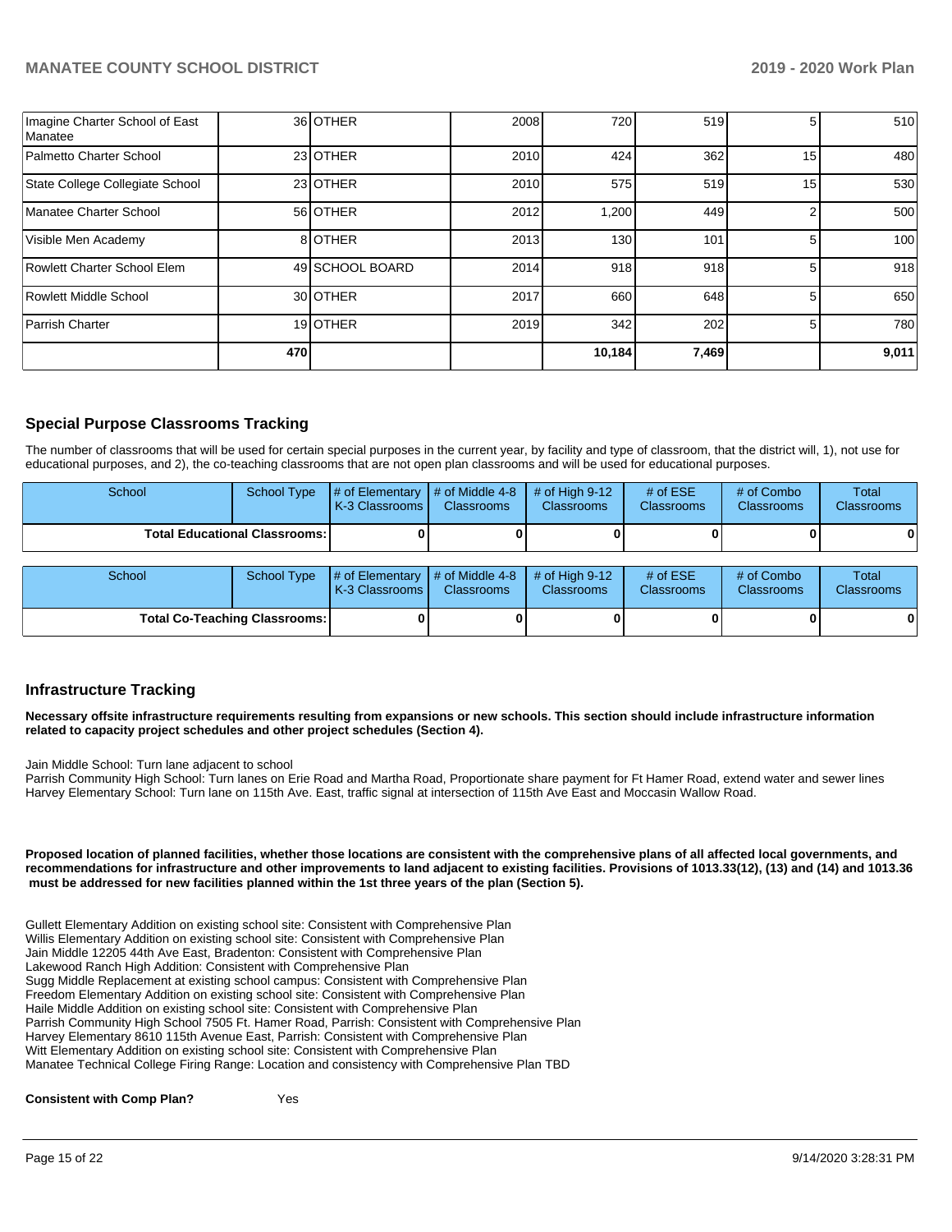| | | | | | | | |
|---|---|---|---|---|---|---|---|
| Imagine Charter School of East Manatee | 36 | OTHER | 2008 | 720 | 519 | 5 | 510 |
| Palmetto Charter School | 23 | OTHER | 2010 | 424 | 362 | 15 | 480 |
| State College Collegiate School | 23 | OTHER | 2010 | 575 | 519 | 15 | 530 |
| Manatee Charter School | 56 | OTHER | 2012 | 1,200 | 449 | 2 | 500 |
| Visible Men Academy | 8 | OTHER | 2013 | 130 | 101 | 5 | 100 |
| Rowlett Charter School Elem | 49 | SCHOOL BOARD | 2014 | 918 | 918 | 5 | 918 |
| Rowlett Middle School | 30 | OTHER | 2017 | 660 | 648 | 5 | 650 |
| Parrish Charter | 19 | OTHER | 2019 | 342 | 202 | 5 | 780 |
| | 470 | | | 10,184 | 7,469 | | 9,011 |

## Special Purpose Classrooms Tracking

The number of classrooms that will be used for certain special purposes in the current year, by facility and type of classroom, that the district will, 1), not use for educational purposes, and 2), the co-teaching classrooms that are not open plan classrooms and will be used for educational purposes.

| School | School Type | # of Elementary K-3 Classrooms | # of Middle 4-8 Classrooms | # of High 9-12 Classrooms | # of ESE Classrooms | # of Combo Classrooms | Total Classrooms |
|---|---|---|---|---|---|---|---|
| **Total Educational Classrooms:** | | 0 | 0 | 0 | 0 | 0 | 0 |

| School | School Type | # of Elementary K-3 Classrooms | # of Middle 4-8 Classrooms | # of High 9-12 Classrooms | # of ESE Classrooms | # of Combo Classrooms | Total Classrooms |
|---|---|---|---|---|---|---|---|
| **Total Co-Teaching Classrooms:** | | 0 | 0 | 0 | 0 | 0 | 0 |

## Infrastructure Tracking

**Necessary offsite infrastructure requirements resulting from expansions or new schools. This section should include infrastructure information related to capacity project schedules and other project schedules (Section 4).**

Jain Middle School: Turn lane adjacent to school
Parrish Community High School: Turn lanes on Erie Road and Martha Road, Proportionate share payment for Ft Hamer Road, extend water and sewer lines
Harvey Elementary School: Turn lane on 115th Ave. East, traffic signal at intersection of 115th Ave East and Moccasin Wallow Road.

**Proposed location of planned facilities, whether those locations are consistent with the comprehensive plans of all affected local governments, and recommendations for infrastructure and other improvements to land adjacent to existing facilities. Provisions of 1013.33(12), (13) and (14) and 1013.36 must be addressed for new facilities planned within the 1st three years of the plan (Section 5).**

Gullett Elementary Addition on existing school site: Consistent with Comprehensive Plan
Willis Elementary Addition on existing school site: Consistent with Comprehensive Plan
Jain Middle 12205 44th Ave East, Bradenton: Consistent with Comprehensive Plan
Lakewood Ranch High Addition: Consistent with Comprehensive Plan
Sugg Middle Replacement at existing school campus: Consistent with Comprehensive Plan
Freedom Elementary Addition on existing school site: Consistent with Comprehensive Plan
Haile Middle Addition on existing school site: Consistent with Comprehensive Plan
Parrish Community High School 7505 Ft. Hamer Road, Parrish: Consistent with Comprehensive Plan
Harvey Elementary 8610 115th Avenue East, Parrish: Consistent with Comprehensive Plan
Witt Elementary Addition on existing school site: Consistent with Comprehensive Plan
Manatee Technical College Firing Range: Location and consistency with Comprehensive Plan TBD

**Consistent with Comp Plan?** Yes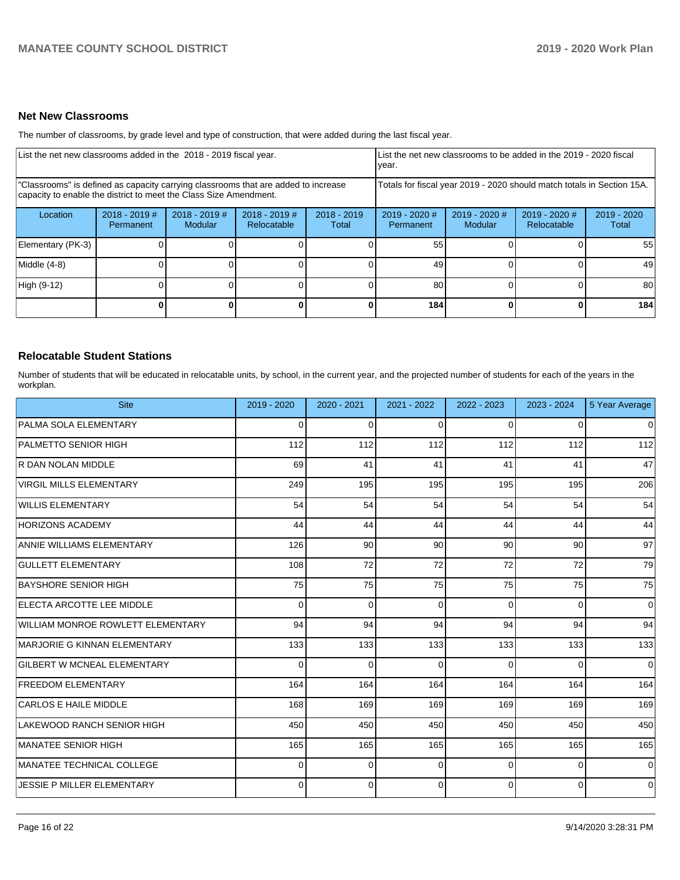## Net New Classrooms

The number of classrooms, by grade level and type of construction, that were added during the last fiscal year.

| List the net new classrooms added in the 2018 - 2019 fiscal year. | | | | | List the net new classrooms to be added in the 2019 - 2020 fiscal year. | | | |
|---|---|---|---|---|---|---|---|---|
| "Classrooms" is defined as capacity carrying classrooms that are added to increase capacity to enable the district to meet the Class Size Amendment. | | | | | Totals for fiscal year 2019 - 2020 should match totals in Section 15A. | | | |
| Location | 2018 - 2019 # Permanent | 2018 - 2019 # Modular | 2018 - 2019 # Relocatable | 2018 - 2019 Total | 2019 - 2020 # Permanent | 2019 - 2020 # Modular | 2019 - 2020 # Relocatable | 2019 - 2020 Total |
| Elementary (PK-3) | 0 | 0 | 0 | 0 | 55 | 0 | 0 | 55 |
| Middle (4-8) | 0 | 0 | 0 | 0 | 49 | 0 | 0 | 49 |
| High (9-12) | 0 | 0 | 0 | 0 | 80 | 0 | 0 | 80 |
| | **0** | **0** | **0** | **0** | **184** | **0** | **0** | **184** |

## Relocatable Student Stations

Number of students that will be educated in relocatable units, by school, in the current year, and the projected number of students for each of the years in the workplan.

| Site | 2019 - 2020 | 2020 - 2021 | 2021 - 2022 | 2022 - 2023 | 2023 - 2024 | 5 Year Average |
|---|---|---|---|---|---|---|
| PALMA SOLA ELEMENTARY | 0 | 0 | 0 | 0 | 0 | 0 |
| PALMETTO SENIOR HIGH | 112 | 112 | 112 | 112 | 112 | 112 |
| R DAN NOLAN MIDDLE | 69 | 41 | 41 | 41 | 41 | 47 |
| VIRGIL MILLS ELEMENTARY | 249 | 195 | 195 | 195 | 195 | 206 |
| WILLIS ELEMENTARY | 54 | 54 | 54 | 54 | 54 | 54 |
| HORIZONS ACADEMY | 44 | 44 | 44 | 44 | 44 | 44 |
| ANNIE WILLIAMS ELEMENTARY | 126 | 90 | 90 | 90 | 90 | 97 |
| GULLETT ELEMENTARY | 108 | 72 | 72 | 72 | 72 | 79 |
| BAYSHORE SENIOR HIGH | 75 | 75 | 75 | 75 | 75 | 75 |
| ELECTA ARCOTTE LEE MIDDLE | 0 | 0 | 0 | 0 | 0 | 0 |
| WILLIAM MONROE ROWLETT ELEMENTARY | 94 | 94 | 94 | 94 | 94 | 94 |
| MARJORIE G KINNAN ELEMENTARY | 133 | 133 | 133 | 133 | 133 | 133 |
| GILBERT W MCNEAL ELEMENTARY | 0 | 0 | 0 | 0 | 0 | 0 |
| FREEDOM ELEMENTARY | 164 | 164 | 164 | 164 | 164 | 164 |
| CARLOS E HAILE MIDDLE | 168 | 169 | 169 | 169 | 169 | 169 |
| LAKEWOOD RANCH SENIOR HIGH | 450 | 450 | 450 | 450 | 450 | 450 |
| MANATEE SENIOR HIGH | 165 | 165 | 165 | 165 | 165 | 165 |
| MANATEE TECHNICAL COLLEGE | 0 | 0 | 0 | 0 | 0 | 0 |
| JESSIE P MILLER ELEMENTARY | 0 | 0 | 0 | 0 | 0 | 0 |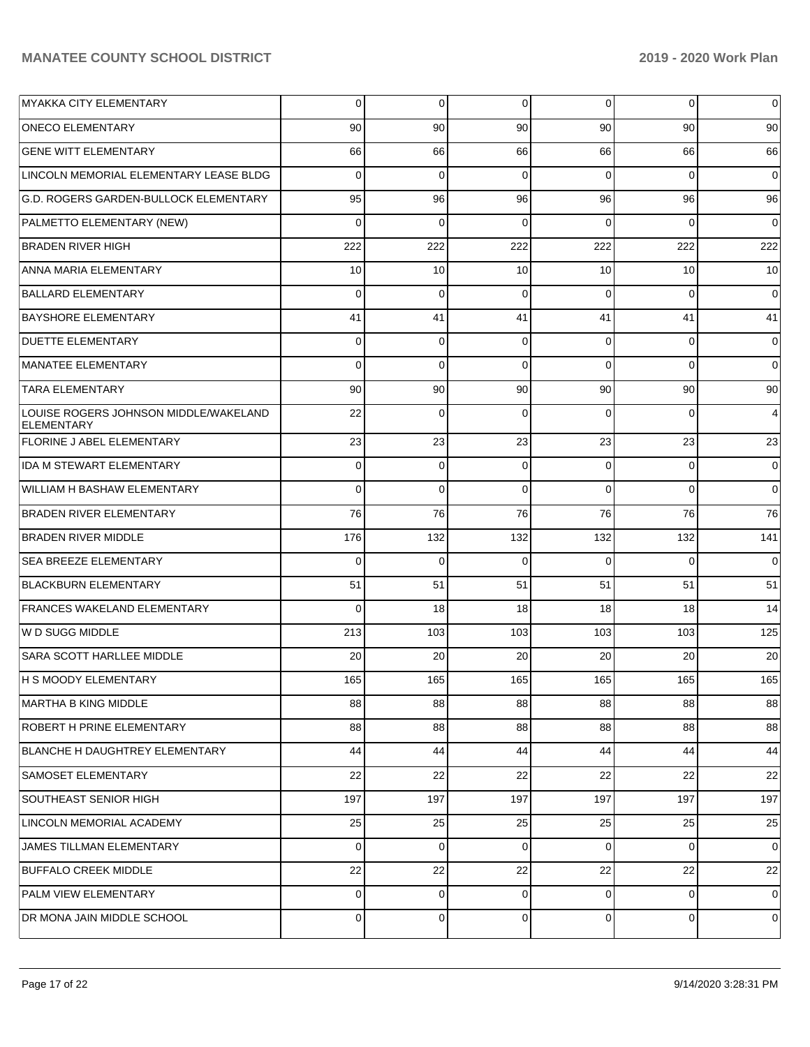| | | | | | | |
|---|---|---|---|---|---|---|
| MYAKKA CITY ELEMENTARY | 0 | 0 | 0 | 0 | 0 | 0 |
| ONECO ELEMENTARY | 90 | 90 | 90 | 90 | 90 | 90 |
| GENE WITT ELEMENTARY | 66 | 66 | 66 | 66 | 66 | 66 |
| LINCOLN MEMORIAL ELEMENTARY LEASE BLDG | 0 | 0 | 0 | 0 | 0 | 0 |
| G.D. ROGERS GARDEN-BULLOCK ELEMENTARY | 95 | 96 | 96 | 96 | 96 | 96 |
| PALMETTO ELEMENTARY (NEW) | 0 | 0 | 0 | 0 | 0 | 0 |
| BRADEN RIVER HIGH | 222 | 222 | 222 | 222 | 222 | 222 |
| ANNA MARIA ELEMENTARY | 10 | 10 | 10 | 10 | 10 | 10 |
| BALLARD ELEMENTARY | 0 | 0 | 0 | 0 | 0 | 0 |
| BAYSHORE ELEMENTARY | 41 | 41 | 41 | 41 | 41 | 41 |
| DUETTE ELEMENTARY | 0 | 0 | 0 | 0 | 0 | 0 |
| MANATEE ELEMENTARY | 0 | 0 | 0 | 0 | 0 | 0 |
| TARA ELEMENTARY | 90 | 90 | 90 | 90 | 90 | 90 |
| LOUISE ROGERS JOHNSON MIDDLE/WAKELAND ELEMENTARY | 22 | 0 | 0 | 0 | 0 | 4 |
| FLORINE J ABEL ELEMENTARY | 23 | 23 | 23 | 23 | 23 | 23 |
| IDA M STEWART ELEMENTARY | 0 | 0 | 0 | 0 | 0 | 0 |
| WILLIAM H BASHAW ELEMENTARY | 0 | 0 | 0 | 0 | 0 | 0 |
| BRADEN RIVER ELEMENTARY | 76 | 76 | 76 | 76 | 76 | 76 |
| BRADEN RIVER MIDDLE | 176 | 132 | 132 | 132 | 132 | 141 |
| SEA BREEZE ELEMENTARY | 0 | 0 | 0 | 0 | 0 | 0 |
| BLACKBURN ELEMENTARY | 51 | 51 | 51 | 51 | 51 | 51 |
| FRANCES WAKELAND ELEMENTARY | 0 | 18 | 18 | 18 | 18 | 14 |
| W D SUGG MIDDLE | 213 | 103 | 103 | 103 | 103 | 125 |
| SARA SCOTT HARLLEE MIDDLE | 20 | 20 | 20 | 20 | 20 | 20 |
| H S MOODY ELEMENTARY | 165 | 165 | 165 | 165 | 165 | 165 |
| MARTHA B KING MIDDLE | 88 | 88 | 88 | 88 | 88 | 88 |
| ROBERT H PRINE ELEMENTARY | 88 | 88 | 88 | 88 | 88 | 88 |
| BLANCHE H DAUGHTREY ELEMENTARY | 44 | 44 | 44 | 44 | 44 | 44 |
| SAMOSET ELEMENTARY | 22 | 22 | 22 | 22 | 22 | 22 |
| SOUTHEAST SENIOR HIGH | 197 | 197 | 197 | 197 | 197 | 197 |
| LINCOLN MEMORIAL ACADEMY | 25 | 25 | 25 | 25 | 25 | 25 |
| JAMES TILLMAN ELEMENTARY | 0 | 0 | 0 | 0 | 0 | 0 |
| BUFFALO CREEK MIDDLE | 22 | 22 | 22 | 22 | 22 | 22 |
| PALM VIEW ELEMENTARY | 0 | 0 | 0 | 0 | 0 | 0 |
| DR MONA JAIN MIDDLE SCHOOL | 0 | 0 | 0 | 0 | 0 | 0 |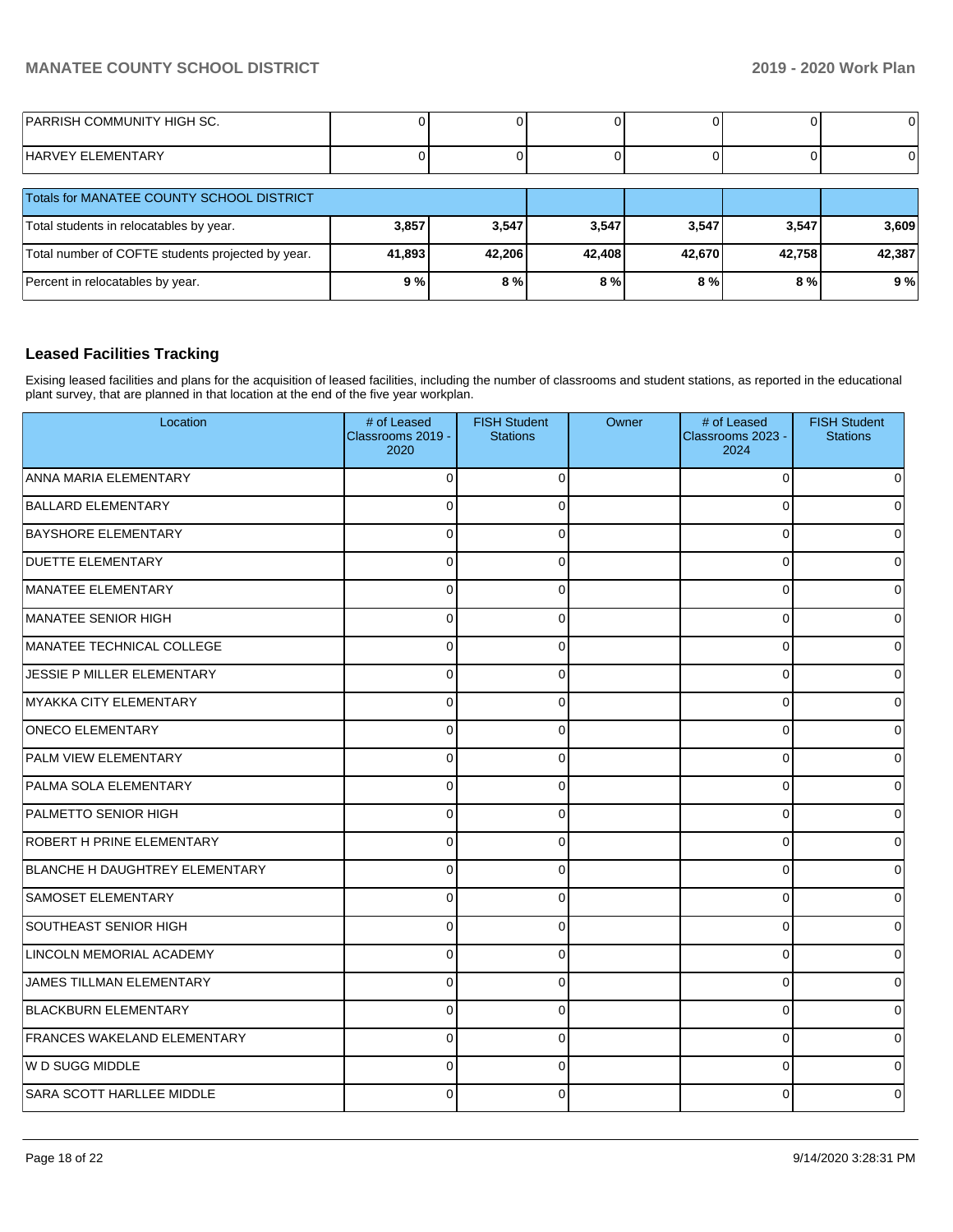| | | | | | | |
|---|---|---|---|---|---|---|
| PARRISH COMMUNITY HIGH SC. | 0 | 0 | 0 | 0 | 0 | 0 |
| HARVEY ELEMENTARY | 0 | 0 | 0 | 0 | 0 | 0 |

| Totals for MANATEE COUNTY SCHOOL DISTRICT | | | | | | |
|---|---|---|---|---|---|---|
| Total students in relocatables by year. | **3,857** | **3,547** | **3,547** | **3,547** | **3,547** | **3,609** |
| Total number of COFTE students projected by year. | **41,893** | **42,206** | **42,408** | **42,670** | **42,758** | **42,387** |
| Percent in relocatables by year. | **9 %** | **8 %** | **8 %** | **8 %** | **8 %** | **9 %** |

### Leased Facilities Tracking

Exising leased facilities and plans for the acquisition of leased facilities, including the number of classrooms and student stations, as reported in the educational plant survey, that are planned in that location at the end of the five year workplan.

| Location | # of Leased Classrooms 2019 - 2020 | FISH Student Stations | Owner | # of Leased Classrooms 2023 - 2024 | FISH Student Stations |
|---|---|---|---|---|---|
| ANNA MARIA ELEMENTARY | 0 | 0 | | 0 | 0 |
| BALLARD ELEMENTARY | 0 | 0 | | 0 | 0 |
| BAYSHORE ELEMENTARY | 0 | 0 | | 0 | 0 |
| DUETTE ELEMENTARY | 0 | 0 | | 0 | 0 |
| MANATEE ELEMENTARY | 0 | 0 | | 0 | 0 |
| MANATEE SENIOR HIGH | 0 | 0 | | 0 | 0 |
| MANATEE TECHNICAL COLLEGE | 0 | 0 | | 0 | 0 |
| JESSIE P MILLER ELEMENTARY | 0 | 0 | | 0 | 0 |
| MYAKKA CITY ELEMENTARY | 0 | 0 | | 0 | 0 |
| ONECO ELEMENTARY | 0 | 0 | | 0 | 0 |
| PALM VIEW ELEMENTARY | 0 | 0 | | 0 | 0 |
| PALMA SOLA ELEMENTARY | 0 | 0 | | 0 | 0 |
| PALMETTO SENIOR HIGH | 0 | 0 | | 0 | 0 |
| ROBERT H PRINE ELEMENTARY | 0 | 0 | | 0 | 0 |
| BLANCHE H DAUGHTREY ELEMENTARY | 0 | 0 | | 0 | 0 |
| SAMOSET ELEMENTARY | 0 | 0 | | 0 | 0 |
| SOUTHEAST SENIOR HIGH | 0 | 0 | | 0 | 0 |
| LINCOLN MEMORIAL ACADEMY | 0 | 0 | | 0 | 0 |
| JAMES TILLMAN ELEMENTARY | 0 | 0 | | 0 | 0 |
| BLACKBURN ELEMENTARY | 0 | 0 | | 0 | 0 |
| FRANCES WAKELAND ELEMENTARY | 0 | 0 | | 0 | 0 |
| W D SUGG MIDDLE | 0 | 0 | | 0 | 0 |
| SARA SCOTT HARLLEE MIDDLE | 0 | 0 | | 0 | 0 |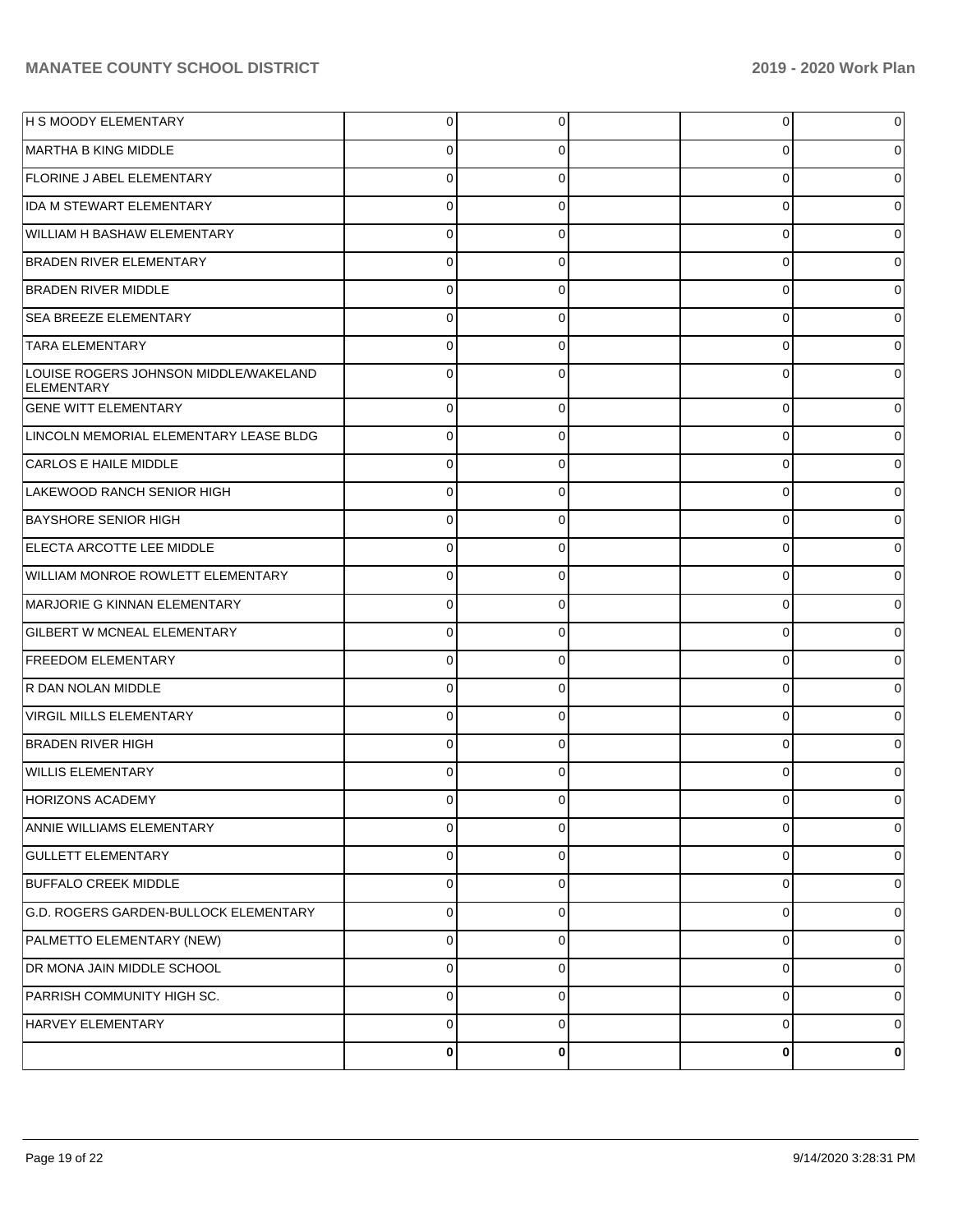| | | | | | |
|---|---|---|---|---|---|
| H S MOODY ELEMENTARY | 0 | 0 | | 0 | 0 |
| MARTHA B KING MIDDLE | 0 | 0 | | 0 | 0 |
| FLORINE J ABEL ELEMENTARY | 0 | 0 | | 0 | 0 |
| IDA M STEWART ELEMENTARY | 0 | 0 | | 0 | 0 |
| WILLIAM H BASHAW ELEMENTARY | 0 | 0 | | 0 | 0 |
| BRADEN RIVER ELEMENTARY | 0 | 0 | | 0 | 0 |
| BRADEN RIVER MIDDLE | 0 | 0 | | 0 | 0 |
| SEA BREEZE ELEMENTARY | 0 | 0 | | 0 | 0 |
| TARA ELEMENTARY | 0 | 0 | | 0 | 0 |
| LOUISE ROGERS JOHNSON MIDDLE/WAKELAND ELEMENTARY | 0 | 0 | | 0 | 0 |
| GENE WITT ELEMENTARY | 0 | 0 | | 0 | 0 |
| LINCOLN MEMORIAL ELEMENTARY LEASE BLDG | 0 | 0 | | 0 | 0 |
| CARLOS E HAILE MIDDLE | 0 | 0 | | 0 | 0 |
| LAKEWOOD RANCH SENIOR HIGH | 0 | 0 | | 0 | 0 |
| BAYSHORE SENIOR HIGH | 0 | 0 | | 0 | 0 |
| ELECTA ARCOTTE LEE MIDDLE | 0 | 0 | | 0 | 0 |
| WILLIAM MONROE ROWLETT ELEMENTARY | 0 | 0 | | 0 | 0 |
| MARJORIE G KINNAN ELEMENTARY | 0 | 0 | | 0 | 0 |
| GILBERT W MCNEAL ELEMENTARY | 0 | 0 | | 0 | 0 |
| FREEDOM ELEMENTARY | 0 | 0 | | 0 | 0 |
| R DAN NOLAN MIDDLE | 0 | 0 | | 0 | 0 |
| VIRGIL MILLS ELEMENTARY | 0 | 0 | | 0 | 0 |
| BRADEN RIVER HIGH | 0 | 0 | | 0 | 0 |
| WILLIS ELEMENTARY | 0 | 0 | | 0 | 0 |
| HORIZONS ACADEMY | 0 | 0 | | 0 | 0 |
| ANNIE WILLIAMS ELEMENTARY | 0 | 0 | | 0 | 0 |
| GULLETT ELEMENTARY | 0 | 0 | | 0 | 0 |
| BUFFALO CREEK MIDDLE | 0 | 0 | | 0 | 0 |
| G.D. ROGERS GARDEN-BULLOCK ELEMENTARY | 0 | 0 | | 0 | 0 |
| PALMETTO ELEMENTARY (NEW) | 0 | 0 | | 0 | 0 |
| DR MONA JAIN MIDDLE SCHOOL | 0 | 0 | | 0 | 0 |
| PARRISH COMMUNITY HIGH SC. | 0 | 0 | | 0 | 0 |
| HARVEY ELEMENTARY | 0 | 0 | | 0 | 0 |
| | **0** | **0** | | **0** | **0** |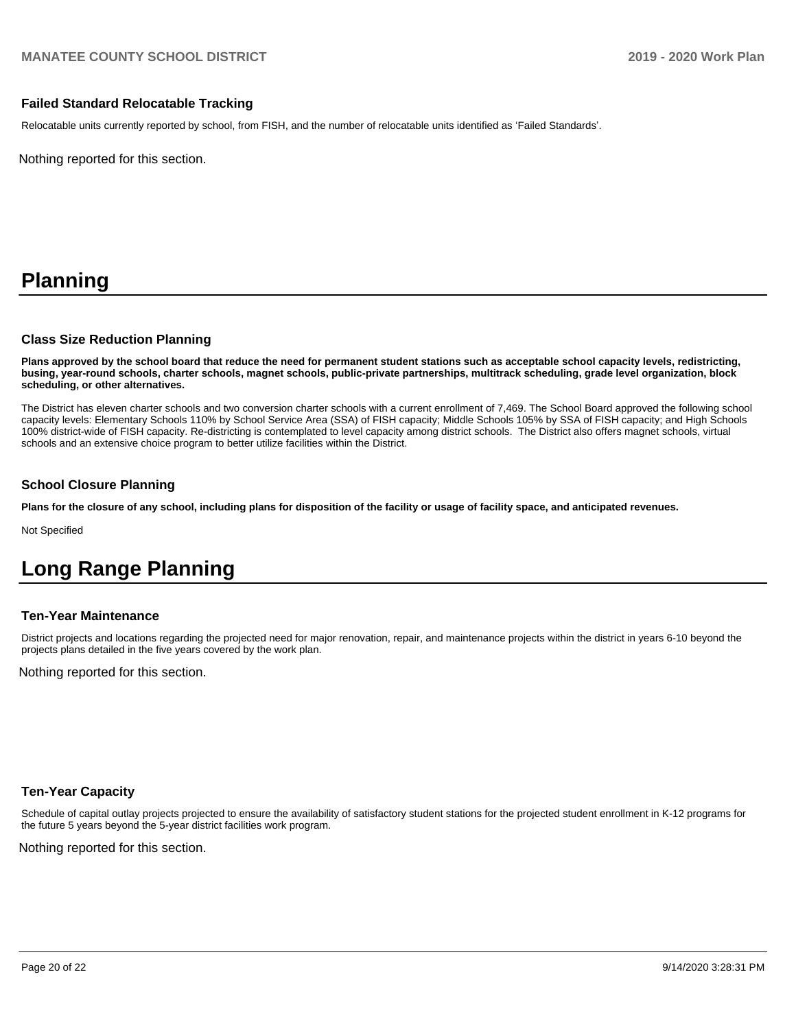### Failed Standard Relocatable Tracking

Relocatable units currently reported by school, from FISH, and the number of relocatable units identified as 'Failed Standards'.

Nothing reported for this section.

# Planning

### Class Size Reduction Planning

**Plans approved by the school board that reduce the need for permanent student stations such as acceptable school capacity levels, redistricting, busing, year-round schools, charter schools, magnet schools, public-private partnerships, multitrack scheduling, grade level organization, block scheduling, or other alternatives.**

The District has eleven charter schools and two conversion charter schools with a current enrollment of 7,469. The School Board approved the following school capacity levels: Elementary Schools 110% by School Service Area (SSA) of FISH capacity; Middle Schools 105% by SSA of FISH capacity; and High Schools 100% district-wide of FISH capacity. Re-districting is contemplated to level capacity among district schools. The District also offers magnet schools, virtual schools and an extensive choice program to better utilize facilities within the District.

### School Closure Planning

**Plans for the closure of any school, including plans for disposition of the facility or usage of facility space, and anticipated revenues.**

Not Specified

# Long Range Planning

### Ten-Year Maintenance

District projects and locations regarding the projected need for major renovation, repair, and maintenance projects within the district in years 6-10 beyond the projects plans detailed in the five years covered by the work plan.

Nothing reported for this section.

### Ten-Year Capacity

Schedule of capital outlay projects projected to ensure the availability of satisfactory student stations for the projected student enrollment in K-12 programs for the future 5 years beyond the 5-year district facilities work program.

Nothing reported for this section.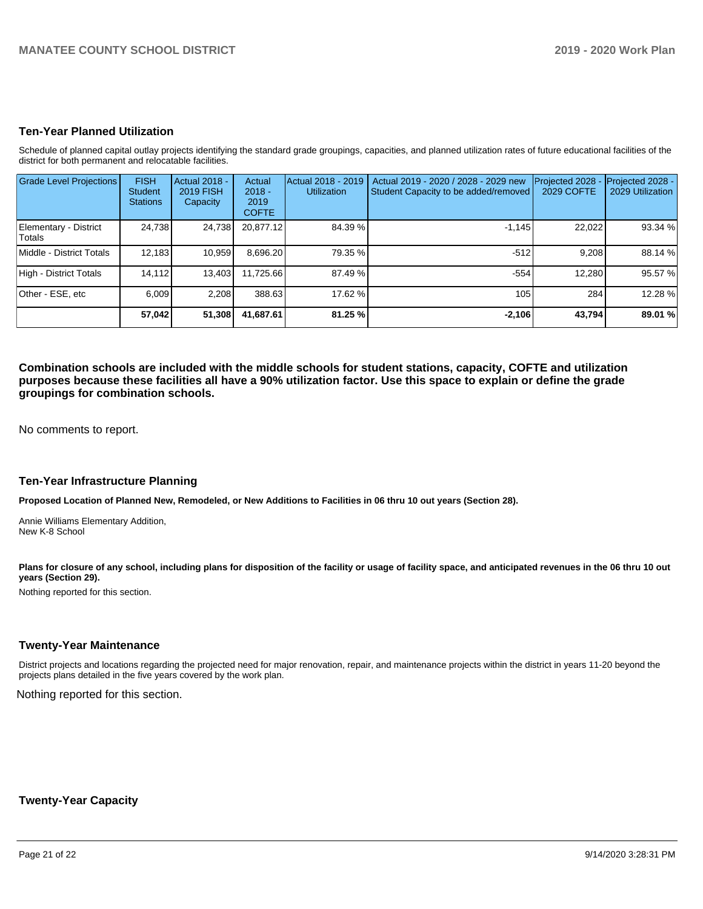## Ten-Year Planned Utilization

Schedule of planned capital outlay projects identifying the standard grade groupings, capacities, and planned utilization rates of future educational facilities of the district for both permanent and relocatable facilities.

| Grade Level Projections | FISH Student Stations | Actual 2018 - 2019 FISH Capacity | Actual 2018 - 2019 COFTE | Actual 2018 - 2019 Utilization | Actual 2019 - 2020 / 2028 - 2029 new Student Capacity to be added/removed | Projected 2028 - 2029 COFTE | Projected 2028 - 2029 Utilization |
|---|---|---|---|---|---|---|---|
| Elementary - District Totals | 24,738 | 24,738 | 20,877.12 | 84.39 % | -1,145 | 22,022 | 93.34 % |
| Middle - District Totals | 12,183 | 10,959 | 8,696.20 | 79.35 % | -512 | 9,208 | 88.14 % |
| High - District Totals | 14,112 | 13,403 | 11,725.66 | 87.49 % | -554 | 12,280 | 95.57 % |
| Other - ESE, etc | 6,009 | 2,208 | 388.63 | 17.62 % | 105 | 284 | 12.28 % |
| | **57,042** | **51,308** | **41,687.61** | **81.25 %** | **-2,106** | **43,794** | **89.01 %** |

**Combination schools are included with the middle schools for student stations, capacity, COFTE and utilization purposes because these facilities all have a 90% utilization factor. Use this space to explain or define the grade groupings for combination schools.**

No comments to report.

## Ten-Year Infrastructure Planning

**Proposed Location of Planned New, Remodeled, or New Additions to Facilities in 06 thru 10 out years (Section 28).**

Annie Williams Elementary Addition,
New K-8 School

**Plans for closure of any school, including plans for disposition of the facility or usage of facility space, and anticipated revenues in the 06 thru 10 out years (Section 29).**

Nothing reported for this section.

## Twenty-Year Maintenance

District projects and locations regarding the projected need for major renovation, repair, and maintenance projects within the district in years 11-20 beyond the projects plans detailed in the five years covered by the work plan.

Nothing reported for this section.

## Twenty-Year Capacity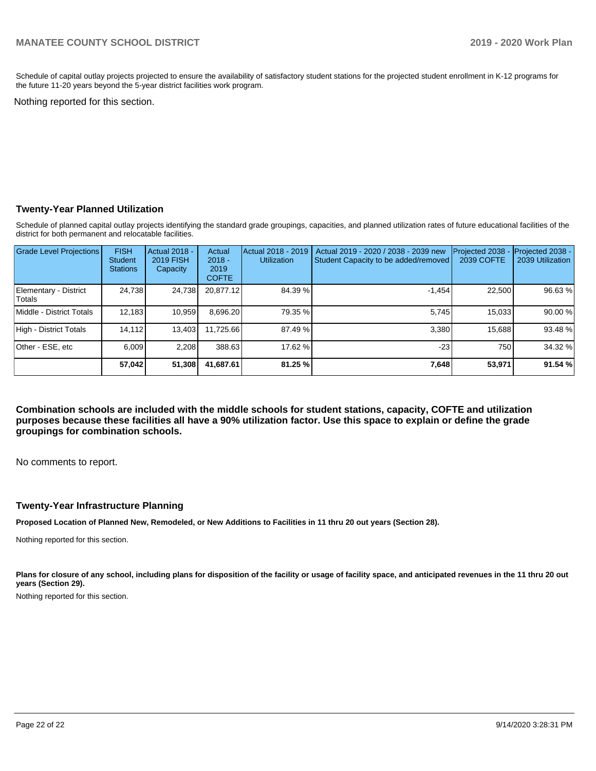Schedule of capital outlay projects projected to ensure the availability of satisfactory student stations for the projected student enrollment in K-12 programs for the future 11-20 years beyond the 5-year district facilities work program.

Nothing reported for this section.

### Twenty-Year Planned Utilization

Schedule of planned capital outlay projects identifying the standard grade groupings, capacities, and planned utilization rates of future educational facilities of the district for both permanent and relocatable facilities.

| Grade Level Projections | FISH Student Stations | Actual 2018 - 2019 FISH Capacity | Actual 2018 - 2019 COFTE | Actual 2018 - 2019 Utilization | Actual 2019 - 2020 / 2038 - 2039 new Student Capacity to be added/removed | Projected 2038 - 2039 COFTE | Projected 2038 - 2039 Utilization |
|---|---|---|---|---|---|---|---|
| Elementary - District Totals | 24,738 | 24,738 | 20,877.12 | 84.39 % | -1,454 | 22,500 | 96.63 % |
| Middle - District Totals | 12,183 | 10,959 | 8,696.20 | 79.35 % | 5,745 | 15,033 | 90.00 % |
| High - District Totals | 14,112 | 13,403 | 11,725.66 | 87.49 % | 3,380 | 15,688 | 93.48 % |
| Other - ESE, etc | 6,009 | 2,208 | 388.63 | 17.62 % | -23 | 750 | 34.32 % |
| | **57,042** | **51,308** | **41,687.61** | **81.25 %** | **7,648** | **53,971** | **91.54 %** |

**Combination schools are included with the middle schools for student stations, capacity, COFTE and utilization purposes because these facilities all have a 90% utilization factor. Use this space to explain or define the grade groupings for combination schools.**

No comments to report.

### Twenty-Year Infrastructure Planning

**Proposed Location of Planned New, Remodeled, or New Additions to Facilities in 11 thru 20 out years (Section 28).**

Nothing reported for this section.

**Plans for closure of any school, including plans for disposition of the facility or usage of facility space, and anticipated revenues in the 11 thru 20 out years (Section 29).**

Nothing reported for this section.